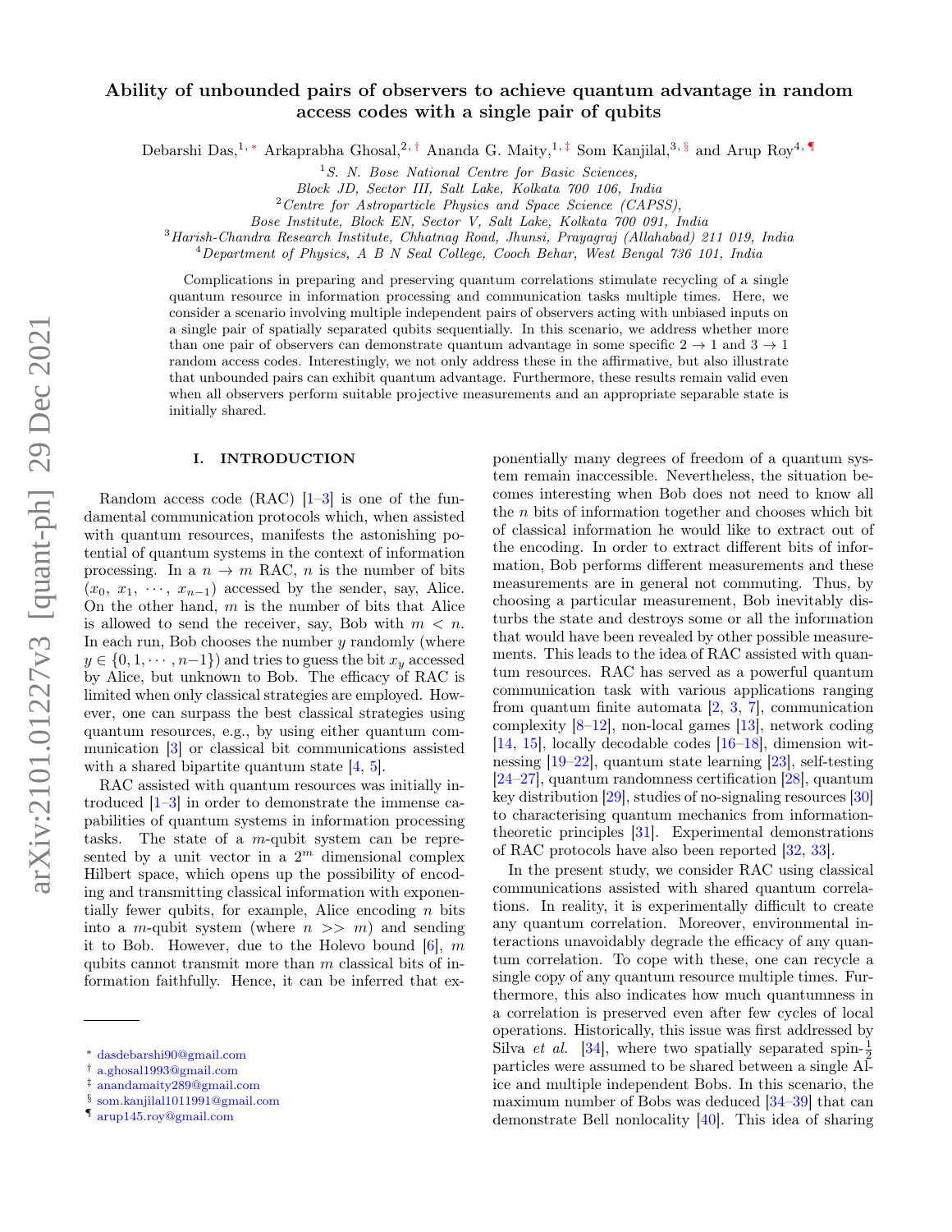# Ability of unbounded pairs of observers to achieve quantum advantage in random access codes with a single pair of qubits

Debarshi Das,[1,*] Arkaprabha Ghosal,[2,†] Ananda G. Maity,[1,‡] Som Kanjilal,[3,§] and Arup Roy[4,¶]

[1] *S. N. Bose National Centre for Basic Sciences, Block JD, Sector III, Salt Lake, Kolkata 700 106, India*

[2] *Centre for Astroparticle Physics and Space Science (CAPSS), Bose Institute, Block EN, Sector V, Salt Lake, Kolkata 700 091, India*

[3] *Harish-Chandra Research Institute, Chhatnag Road, Jhunsi, Prayagraj (Allahabad) 211 019, India*

[4] *Department of Physics, A B N Seal College, Cooch Behar, West Bengal 736 101, India*

Complications in preparing and preserving quantum correlations stimulate recycling of a single quantum resource in information processing and communication tasks multiple times. Here, we consider a scenario involving multiple independent pairs of observers acting with unbiased inputs on a single pair of spatially separated qubits sequentially. In this scenario, we address whether more than one pair of observers can demonstrate quantum advantage in some specific $2 \to 1$ and $3 \to 1$ random access codes. Interestingly, we not only address these in the affirmative, but also illustrate that unbounded pairs can exhibit quantum advantage. Furthermore, these results remain valid even when all observers perform suitable projective measurements and an appropriate separable state is initially shared.

## I. INTRODUCTION

Random access code (RAC) [1–3] is one of the fundamental communication protocols which, when assisted with quantum resources, manifests the astonishing potential of quantum systems in the context of information processing. In a $n \to m$ RAC, $n$ is the number of bits ($x_0$, $x_1$, $\cdots$, $x_{n-1}$) accessed by the sender, say, Alice. On the other hand, $m$ is the number of bits that Alice is allowed to send the receiver, say, Bob with $m < n$. In each run, Bob chooses the number $y$ randomly (where $y \in \{0, 1, \cdots, n-1\}$) and tries to guess the bit $x_y$ accessed by Alice, but unknown to Bob. The efficacy of RAC is limited when only classical strategies are employed. However, one can surpass the best classical strategies using quantum resources, e.g., by using either quantum communication [3] or classical bit communications assisted with a shared bipartite quantum state [4, 5].

RAC assisted with quantum resources was initially introduced [1–3] in order to demonstrate the immense capabilities of quantum systems in information processing tasks. The state of a $m$-qubit system can be represented by a unit vector in a $2^m$ dimensional complex Hilbert space, which opens up the possibility of encoding and transmitting classical information with exponentially fewer qubits, for example, Alice encoding $n$ bits into a $m$-qubit system (where $n >> m$) and sending it to Bob. However, due to the Holevo bound [6], $m$ qubits cannot transmit more than $m$ classical bits of information faithfully. Hence, it can be inferred that exponentially many degrees of freedom of a quantum system remain inaccessible. Nevertheless, the situation becomes interesting when Bob does not need to know all the $n$ bits of information together and chooses which bit of classical information he would like to extract out of the encoding. In order to extract different bits of information, Bob performs different measurements and these measurements are in general not commuting. Thus, by choosing a particular measurement, Bob inevitably disturbs the state and destroys some or all the information that would have been revealed by other possible measurements. This leads to the idea of RAC assisted with quantum resources. RAC has served as a powerful quantum communication task with various applications ranging from quantum finite automata [2, 3, 7], communication complexity [8–12], non-local games [13], network coding [14, 15], locally decodable codes [16–18], dimension witnessing [19–22], quantum state learning [23], self-testing [24–27], quantum randomness certification [28], quantum key distribution [29], studies of no-signaling resources [30] to characterising quantum mechanics from information-theoretic principles [31]. Experimental demonstrations of RAC protocols have also been reported [32, 33].

In the present study, we consider RAC using classical communications assisted with shared quantum correlations. In reality, it is experimentally difficult to create any quantum correlation. Moreover, environmental interactions unavoidably degrade the efficacy of any quantum correlation. To cope with these, one can recycle a single copy of any quantum resource multiple times. Furthermore, this also indicates how much quantumness in a correlation is preserved even after few cycles of local operations. Historically, this issue was first addressed by Silva *et al.* [34], where two spatially separated spin-$\frac{1}{2}$ particles were assumed to be shared between a single Alice and multiple independent Bobs. In this scenario, the maximum number of Bobs was deduced [34–39] that can demonstrate Bell nonlocality [40]. This idea of sharing

* dasdebarshi90@gmail.com
† a.ghosal1993@gmail.com
‡ anandamaity289@gmail.com
§ som.kanjilal1011991@gmail.com
¶ arup145.roy@gmail.com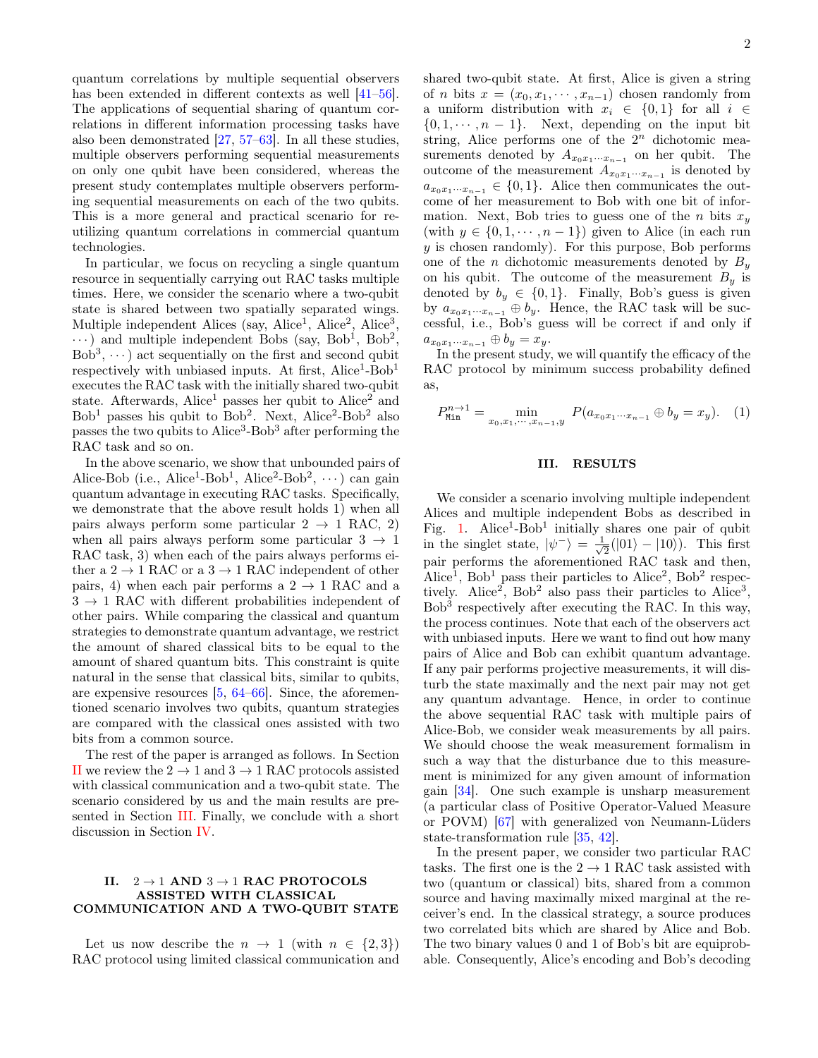quantum correlations by multiple sequential observers has been extended in different contexts as well [41–56]. The applications of sequential sharing of quantum correlations in different information processing tasks have also been demonstrated [27, 57–63]. In all these studies, multiple observers performing sequential measurements on only one qubit have been considered, whereas the present study contemplates multiple observers performing sequential measurements on each of the two qubits. This is a more general and practical scenario for re-utilizing quantum correlations in commercial quantum technologies.

In particular, we focus on recycling a single quantum resource in sequentially carrying out RAC tasks multiple times. Here, we consider the scenario where a two-qubit state is shared between two spatially separated wings. Multiple independent Alices (say, Alice$^1$, Alice$^2$, Alice$^3$, $\cdots$) and multiple independent Bobs (say, Bob$^1$, Bob$^2$, Bob$^3$, $\cdots$) act sequentially on the first and second qubit respectively with unbiased inputs. At first, Alice$^1$-Bob$^1$ executes the RAC task with the initially shared two-qubit state. Afterwards, Alice$^1$ passes her qubit to Alice$^2$ and Bob$^1$ passes his qubit to Bob$^2$. Next, Alice$^2$-Bob$^2$ also passes the two qubits to Alice$^3$-Bob$^3$ after performing the RAC task and so on.

In the above scenario, we show that unbounded pairs of Alice-Bob (i.e., Alice$^1$-Bob$^1$, Alice$^2$-Bob$^2$, $\cdots$) can gain quantum advantage in executing RAC tasks. Specifically, we demonstrate that the above result holds 1) when all pairs always perform some particular $2 \to 1$ RAC, 2) when all pairs always perform some particular $3 \to 1$ RAC task, 3) when each of the pairs always performs either a $2 \to 1$ RAC or a $3 \to 1$ RAC independent of other pairs, 4) when each pair performs a $2 \to 1$ RAC and a $3 \to 1$ RAC with different probabilities independent of other pairs. While comparing the classical and quantum strategies to demonstrate quantum advantage, we restrict the amount of shared classical bits to be equal to the amount of shared quantum bits. This constraint is quite natural in the sense that classical bits, similar to qubits, are expensive resources [5, 64–66]. Since, the aforementioned scenario involves two qubits, quantum strategies are compared with the classical ones assisted with two bits from a common source.

The rest of the paper is arranged as follows. In Section II we review the $2 \to 1$ and $3 \to 1$ RAC protocols assisted with classical communication and a two-qubit state. The scenario considered by us and the main results are presented in Section III. Finally, we conclude with a short discussion in Section IV.

## II. $2 \to 1$ AND $3 \to 1$ RAC PROTOCOLS ASSISTED WITH CLASSICAL COMMUNICATION AND A TWO-QUBIT STATE

Let us now describe the $n \to 1$ (with $n \in \{2, 3\}$) RAC protocol using limited classical communication and shared two-qubit state. At first, Alice is given a string of $n$ bits $x = (x_0, x_1, \cdots, x_{n-1})$ chosen randomly from a uniform distribution with $x_i \in \{0, 1\}$ for all $i \in \{0, 1, \cdots, n-1\}$. Next, depending on the input bit string, Alice performs one of the $2^n$ dichotomic measurements denoted by $A_{x_0 x_1 \cdots x_{n-1}}$ on her qubit. The outcome of the measurement $A_{x_0 x_1 \cdots x_{n-1}}$ is denoted by $a_{x_0 x_1 \cdots x_{n-1}} \in \{0, 1\}$. Alice then communicates the outcome of her measurement to Bob with one bit of information. Next, Bob tries to guess one of the $n$ bits $x_y$ (with $y \in \{0, 1, \cdots, n-1\}$) given to Alice (in each run $y$ is chosen randomly). For this purpose, Bob performs one of the $n$ dichotomic measurements denoted by $B_y$ on his qubit. The outcome of the measurement $B_y$ is denoted by $b_y \in \{0, 1\}$. Finally, Bob's guess is given by $a_{x_0 x_1 \cdots x_{n-1}} \oplus b_y$. Hence, the RAC task will be successful, i.e., Bob's guess will be correct if and only if $a_{x_0 x_1 \cdots x_{n-1}} \oplus b_y = x_y$.

In the present study, we will quantify the efficacy of the RAC protocol by minimum success probability defined as,

$$P^{n \to 1}_{\texttt{Min}} = \min_{x_0, x_1, \cdots, x_{n-1}, y} P(a_{x_0 x_1 \cdots x_{n-1}} \oplus b_y = x_y). \quad (1)$$

## III. RESULTS

We consider a scenario involving multiple independent Alices and multiple independent Bobs as described in Fig. 1. Alice$^1$-Bob$^1$ initially shares one pair of qubit in the singlet state, $|\psi^-\rangle = \frac{1}{\sqrt{2}}(|01\rangle - |10\rangle)$. This first pair performs the aforementioned RAC task and then, Alice$^1$, Bob$^1$ pass their particles to Alice$^2$, Bob$^2$ respectively. Alice$^2$, Bob$^2$ also pass their particles to Alice$^3$, Bob$^3$ respectively after executing the RAC. In this way, the process continues. Note that each of the observers act with unbiased inputs. Here we want to find out how many pairs of Alice and Bob can exhibit quantum advantage. If any pair performs projective measurements, it will disturb the state maximally and the next pair may not get any quantum advantage. Hence, in order to continue the above sequential RAC task with multiple pairs of Alice-Bob, we consider weak measurements by all pairs. We should choose the weak measurement formalism in such a way that the disturbance due to this measurement is minimized for any given amount of information gain [34]. One such example is unsharp measurement (a particular class of Positive Operator-Valued Measure or POVM) [67] with generalized von Neumann-Lüders state-transformation rule [35, 42].

In the present paper, we consider two particular RAC tasks. The first one is the $2 \to 1$ RAC task assisted with two (quantum or classical) bits, shared from a common source and having maximally mixed marginal at the receiver's end. In the classical strategy, a source produces two correlated bits which are shared by Alice and Bob. The two binary values 0 and 1 of Bob's bit are equiprobable. Consequently, Alice's encoding and Bob's decoding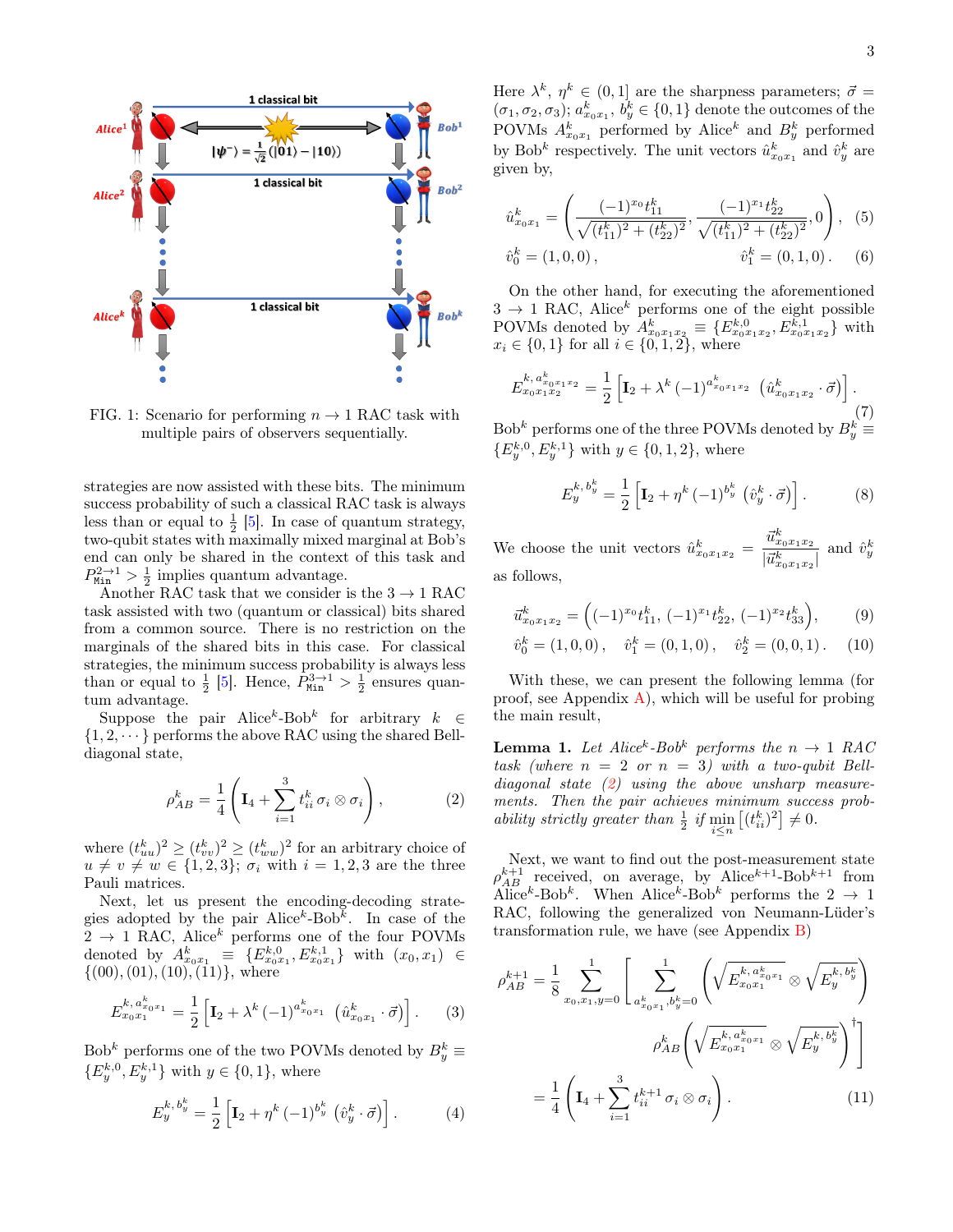1 classical bit

$|\psi^-\rangle = \frac{1}{\sqrt{2}}(|01\rangle - |10\rangle)$

Alice$^1$

Bob$^1$

1 classical bit

Alice$^2$

Bob$^2$

1 classical bit

Alice$^k$

Bob$^k$

FIG. 1: Scenario for performing $n \to 1$ RAC task with multiple pairs of observers sequentially.

strategies are now assisted with these bits. The minimum success probability of such a classical RAC task is always less than or equal to $\frac{1}{2}$ [5]. In case of quantum strategy, two-qubit states with maximally mixed marginal at Bob's end can only be shared in the context of this task and $P^{2\to1}_{\texttt{Min}} > \frac{1}{2}$ implies quantum advantage.

Another RAC task that we consider is the $3 \to 1$ RAC task assisted with two (quantum or classical) bits shared from a common source. There is no restriction on the marginals of the shared bits in this case. For classical strategies, the minimum success probability is always less than or equal to $\frac{1}{2}$ [5]. Hence, $P^{3\to1}_{\texttt{Min}} > \frac{1}{2}$ ensures quantum advantage.

Suppose the pair Alice$^k$-Bob$^k$ for arbitrary $k \in \{1, 2, \cdots\}$ performs the above RAC using the shared Bell-diagonal state,

$$\rho^k_{AB} = \frac{1}{4}\left(\mathbf{I}_4 + \sum_{i=1}^{3} t^k_{ii}\, \sigma_i \otimes \sigma_i\right), \tag{2}$$

where $(t^k_{uu})^2 \geq (t^k_{vv})^2 \geq (t^k_{ww})^2$ for an arbitrary choice of $u \neq v \neq w \in \{1, 2, 3\}$; $\sigma_i$ with $i = 1, 2, 3$ are the three Pauli matrices.

Next, let us present the encoding-decoding strategies adopted by the pair Alice$^k$-Bob$^k$. In case of the $2 \to 1$ RAC, Alice$^k$ performs one of the four POVMs denoted by $A^k_{x_0x_1} \equiv \{E^{k,0}_{x_0x_1}, E^{k,1}_{x_0x_1}\}$ with $(x_0, x_1) \in \{(00), (01), (10), (11)\}$, where

$$E^{k,\, a^k_{x_0x_1}}_{x_0x_1} = \frac{1}{2}\left[\mathbf{I}_2 + \lambda^k\, (-1)^{a^k_{x_0x_1}}\, \left(\hat{u}^k_{x_0x_1} \cdot \vec{\sigma}\right)\right]. \tag{3}$$

Bob$^k$ performs one of the two POVMs denoted by $B^k_y \equiv \{E^{k,0}_y, E^{k,1}_y\}$ with $y \in \{0, 1\}$, where

$$E^{k,\, b^k_y}_y = \frac{1}{2}\left[\mathbf{I}_2 + \eta^k\, (-1)^{b^k_y}\, \left(\hat{v}^k_y \cdot \vec{\sigma}\right)\right]. \tag{4}$$

Here $\lambda^k$, $\eta^k \in (0, 1]$ are the sharpness parameters; $\vec{\sigma} = (\sigma_1, \sigma_2, \sigma_3)$; $a^k_{x_0x_1}$, $b^k_y \in \{0, 1\}$ denote the outcomes of the POVMs $A^k_{x_0x_1}$ performed by Alice$^k$ and $B^k_y$ performed by Bob$^k$ respectively. The unit vectors $\hat{u}^k_{x_0x_1}$ and $\hat{v}^k_y$ are given by,

$$\hat{u}^k_{x_0x_1} = \left(\frac{(-1)^{x_0} t^k_{11}}{\sqrt{(t^k_{11})^2 + (t^k_{22})^2}}, \frac{(-1)^{x_1} t^k_{22}}{\sqrt{(t^k_{11})^2 + (t^k_{22})^2}}, 0\right), \tag{5}$$

$$\hat{v}^k_0 = (1, 0, 0), \qquad \hat{v}^k_1 = (0, 1, 0). \tag{6}$$

On the other hand, for executing the aforementioned $3 \to 1$ RAC, Alice$^k$ performs one of the eight possible POVMs denoted by $A^k_{x_0x_1x_2} \equiv \{E^{k,0}_{x_0x_1x_2}, E^{k,1}_{x_0x_1x_2}\}$ with $x_i \in \{0, 1\}$ for all $i \in \{0, 1, 2\}$, where

$$E^{k,\, a^k_{x_0x_1x_2}}_{x_0x_1x_2} = \frac{1}{2}\left[\mathbf{I}_2 + \lambda^k\, (-1)^{a^k_{x_0x_1x_2}}\, \left(\hat{u}^k_{x_0x_1x_2} \cdot \vec{\sigma}\right)\right]. \tag{7}$$

Bob$^k$ performs one of the three POVMs denoted by $B^k_y \equiv \{E^{k,0}_y, E^{k,1}_y\}$ with $y \in \{0, 1, 2\}$, where

$$E^{k,\, b^k_y}_y = \frac{1}{2}\left[\mathbf{I}_2 + \eta^k\, (-1)^{b^k_y}\, \left(\hat{v}^k_y \cdot \vec{\sigma}\right)\right]. \tag{8}$$

We choose the unit vectors $\hat{u}^k_{x_0x_1x_2} = \dfrac{\vec{u}^k_{x_0x_1x_2}}{|\vec{u}^k_{x_0x_1x_2}|}$ and $\hat{v}^k_y$ as follows,

$$\vec{u}^k_{x_0x_1x_2} = \left((-1)^{x_0} t^k_{11},\, (-1)^{x_1} t^k_{22},\, (-1)^{x_2} t^k_{33}\right), \tag{9}$$

$$\hat{v}^k_0 = (1, 0, 0), \quad \hat{v}^k_1 = (0, 1, 0), \quad \hat{v}^k_2 = (0, 0, 1). \tag{10}$$

With these, we can present the following lemma (for proof, see Appendix A), which will be useful for probing the main result,

**Lemma 1.** *Let Alice$^k$-Bob$^k$ performs the $n \to 1$ RAC task (where $n = 2$ or $n = 3$) with a two-qubit Bell-diagonal state (2) using the above unsharp measurements. Then the pair achieves minimum success probability strictly greater than $\frac{1}{2}$ if $\min\limits_{i \leq n}\left[(t^k_{ii})^2\right] \neq 0$.*

Next, we want to find out the post-measurement state $\rho^{k+1}_{AB}$ received, on average, by Alice$^{k+1}$-Bob$^{k+1}$ from Alice$^k$-Bob$^k$. When Alice$^k$-Bob$^k$ performs the $2 \to 1$ RAC, following the generalized von Neumann-Lüder's transformation rule, we have (see Appendix B)

$$\begin{aligned}
\rho^{k+1}_{AB} &= \frac{1}{8}\sum_{x_0, x_1, y=0}^{1}\left[\sum_{a^k_{x_0x_1}, b^k_y = 0}^{1}\left(\sqrt{E^{k,\, a^k_{x_0x_1}}_{x_0x_1}} \otimes \sqrt{E^{k,\, b^k_y}_y}\right)\right. \\
&\qquad\qquad \left.\rho^k_{AB}\left(\sqrt{E^{k,\, a^k_{x_0x_1}}_{x_0x_1}} \otimes \sqrt{E^{k,\, b^k_y}_y}\right)^{\dagger}\right] \\
&= \frac{1}{4}\left(\mathbf{I}_4 + \sum_{i=1}^{3} t^{k+1}_{ii}\, \sigma_i \otimes \sigma_i\right).
\end{aligned} \tag{11}$$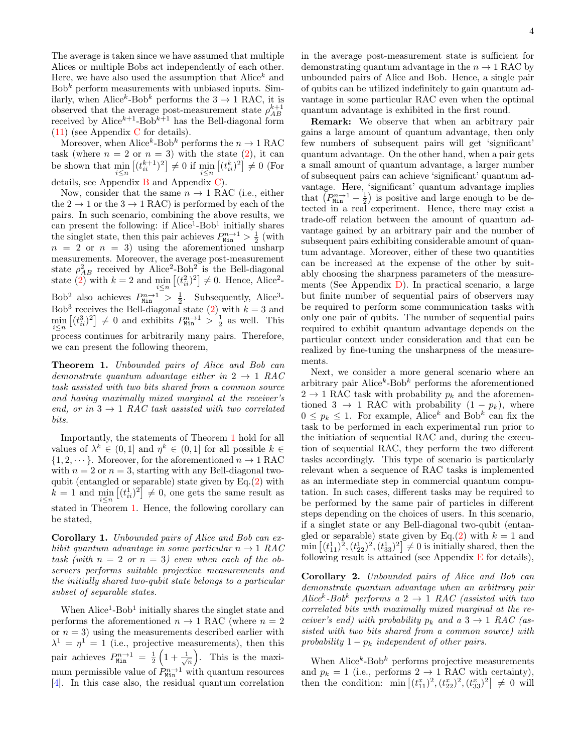The average is taken since we have assumed that multiple Alices or multiple Bobs act independently of each other. Here, we have also used the assumption that Alice$^k$ and Bob$^k$ perform measurements with unbiased inputs. Similarly, when Alice$^k$-Bob$^k$ performs the $3 \to 1$ RAC, it is observed that the average post-measurement state $\rho_{AB}^{k+1}$ received by Alice$^{k+1}$-Bob$^{k+1}$ has the Bell-diagonal form (11) (see Appendix C for details).

Moreover, when Alice$^k$-Bob$^k$ performs the $n \to 1$ RAC task (where $n = 2$ or $n = 3$) with the state (2), it can be shown that $\min_{i \leq n} \left[(t_{ii}^{k+1})^2\right] \neq 0$ if $\min_{i \leq n} \left[(t_{ii}^{k})^2\right] \neq 0$ (For details, see Appendix B and Appendix C).

Now, consider that the same $n \to 1$ RAC (i.e., either the $2 \to 1$ or the $3 \to 1$ RAC) is performed by each of the pairs. In such scenario, combining the above results, we can present the following: if Alice$^1$-Bob$^1$ initially shares the singlet state, then this pair achieves $P_{\text{Min}}^{n \to 1} > \frac{1}{2}$ (with $n = 2$ or $n = 3$) using the aforementioned unsharp measurements. Moreover, the average post-measurement state $\rho_{AB}^2$ received by Alice$^2$-Bob$^2$ is the Bell-diagonal state (2) with $k = 2$ and $\min_{i \leq n} \left[(t_{ii}^{2})^2\right] \neq 0$. Hence, Alice$^2$-Bob$^2$ also achieves $P_{\text{Min}}^{n \to 1} > \frac{1}{2}$. Subsequently, Alice$^3$-Bob$^3$ receives the Bell-diagonal state (2) with $k = 3$ and $\min_{i \leq n} \left[(t_{ii}^{3})^2\right] \neq 0$ and exhibits $P_{\text{Min}}^{n \to 1} > \frac{1}{2}$ as well. This process continues for arbitrarily many pairs. Therefore, we can present the following theorem,

**Theorem 1.** *Unbounded pairs of Alice and Bob can demonstrate quantum advantage either in $2 \to 1$ RAC task assisted with two bits shared from a common source and having maximally mixed marginal at the receiver's end, or in $3 \to 1$ RAC task assisted with two correlated bits.*

Importantly, the statements of Theorem 1 hold for all values of $\lambda^k \in (0, 1]$ and $\eta^k \in (0, 1]$ for all possible $k \in \{1, 2, \cdots\}$. Moreover, for the aforementioned $n \to 1$ RAC with $n = 2$ or $n = 3$, starting with any Bell-diagonal two-qubit (entangled or separable) state given by Eq.(2) with $k = 1$ and $\min_{i \leq n} \left[(t_{ii}^{1})^2\right] \neq 0$, one gets the same result as stated in Theorem 1. Hence, the following corollary can be stated,

**Corollary 1.** *Unbounded pairs of Alice and Bob can exhibit quantum advantage in some particular $n \to 1$ RAC task (with $n = 2$ or $n = 3$) even when each of the observers performs suitable projective measurements and the initially shared two-qubit state belongs to a particular subset of separable states.*

When Alice$^1$-Bob$^1$ initially shares the singlet state and performs the aforementioned $n \to 1$ RAC (where $n = 2$ or $n = 3$) using the measurements described earlier with $\lambda^1 = \eta^1 = 1$ (i.e., projective measurements), then this pair achieves $P_{\text{Min}}^{n \to 1} = \frac{1}{2}\left(1 + \frac{1}{\sqrt{n}}\right)$. This is the maximum permissible value of $P_{\text{Min}}^{n \to 1}$ with quantum resources [4]. In this case also, the residual quantum correlation in the average post-measurement state is sufficient for demonstrating quantum advantage in the $n \to 1$ RAC by unbounded pairs of Alice and Bob. Hence, a single pair of qubits can be utilized indefinitely to gain quantum advantage in some particular RAC even when the optimal quantum advantage is exhibited in the first round.

**Remark:** We observe that when an arbitrary pair gains a large amount of quantum advantage, then only few numbers of subsequent pairs will get 'significant' quantum advantage. On the other hand, when a pair gets a small amount of quantum advantage, a larger number of subsequent pairs can achieve 'significant' quantum advantage. Here, 'significant' quantum advantage implies that $\left(P_{\text{Min}}^{n \to 1} - \frac{1}{2}\right)$ is positive and large enough to be detected in a real experiment. Hence, there may exist a trade-off relation between the amount of quantum advantage gained by an arbitrary pair and the number of subsequent pairs exhibiting considerable amount of quantum advantage. Moreover, either of these two quantities can be increased at the expense of the other by suitably choosing the sharpness parameters of the measurements (See Appendix D). In practical scenario, a large but finite number of sequential pairs of observers may be required to perform some communication tasks with only one pair of qubits. The number of sequential pairs required to exhibit quantum advantage depends on the particular context under consideration and that can be realized by fine-tuning the unsharpness of the measurements.

Next, we consider a more general scenario where an arbitrary pair Alice$^k$-Bob$^k$ performs the aforementioned $2 \to 1$ RAC task with probability $p_k$ and the aforementioned $3 \to 1$ RAC with probability $(1 - p_k)$, where $0 \leq p_k \leq 1$. For example, Alice$^k$ and Bob$^k$ can fix the task to be performed in each experimental run prior to the initiation of sequential RAC and, during the execution of sequential RAC, they perform the two different tasks accordingly. This type of scenario is particularly relevant when a sequence of RAC tasks is implemented as an intermediate step in commercial quantum computation. In such cases, different tasks may be required to be performed by the same pair of particles in different steps depending on the choices of users. In this scenario, if a singlet state or any Bell-diagonal two-qubit (entangled or separable) state given by Eq.(2) with $k = 1$ and $\min\left[(t_{11}^1)^2, (t_{22}^1)^2, (t_{33}^1)^2\right] \neq 0$ is initially shared, then the following result is attained (see Appendix E for details),

**Corollary 2.** *Unbounded pairs of Alice and Bob can demonstrate quantum advantage when an arbitrary pair Alice$^k$-Bob$^k$ performs a $2 \to 1$ RAC (assisted with two correlated bits with maximally mixed marginal at the receiver's end) with probability $p_k$ and a $3 \to 1$ RAC (assisted with two bits shared from a common source) with probability $1 - p_k$ independent of other pairs.*

When Alice$^k$-Bob$^k$ performs projective measurements and $p_k = 1$ (i.e., performs $2 \to 1$ RAC with certainty), then the condition: $\min\left[(t_{11}^x)^2, (t_{22}^x)^2, (t_{33}^x)^2\right] \neq 0$ will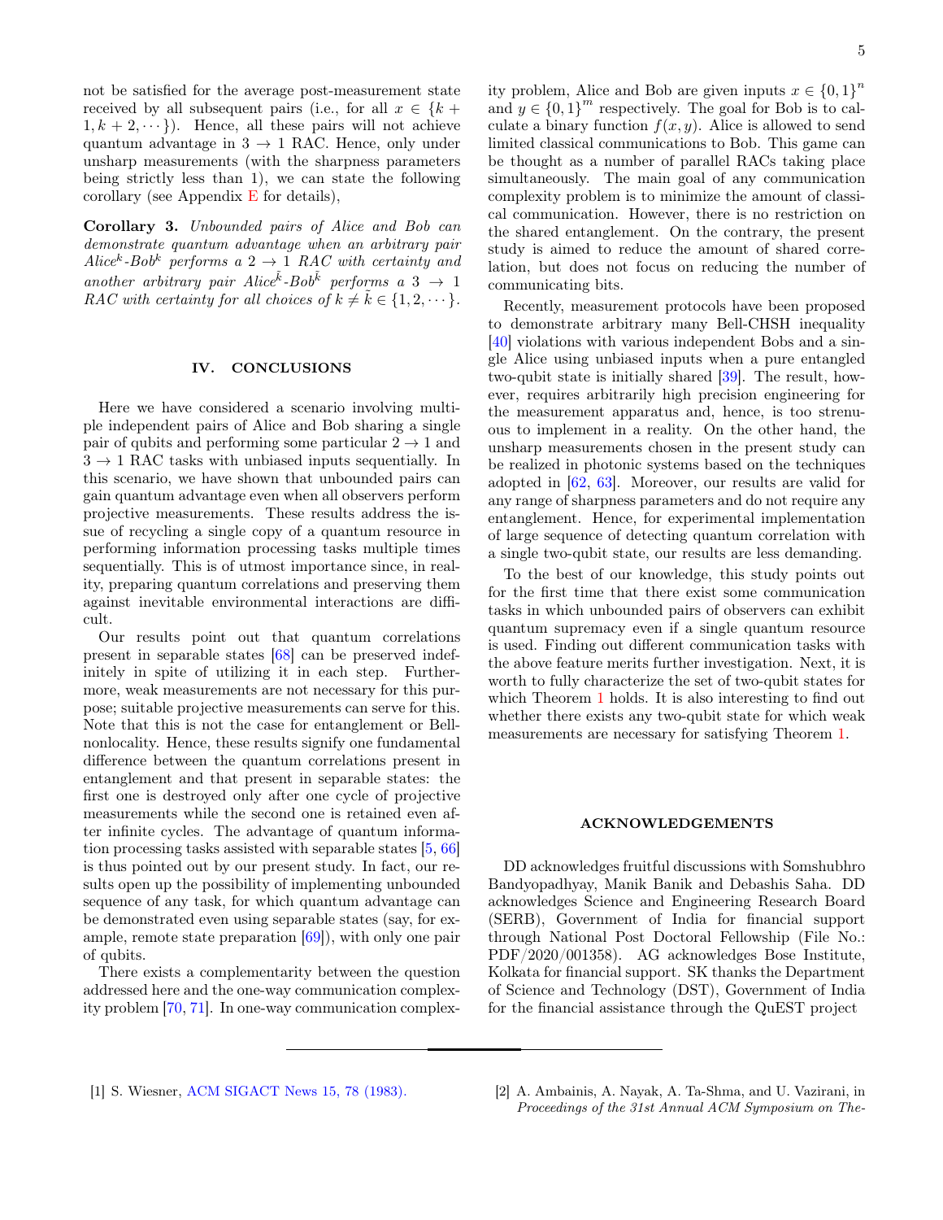not be satisfied for the average post-measurement state received by all subsequent pairs (i.e., for all $x \in \{k+1, k+2, \cdots\}$). Hence, all these pairs will not achieve quantum advantage in $3 \to 1$ RAC. Hence, only under unsharp measurements (with the sharpness parameters being strictly less than 1), we can state the following corollary (see Appendix E for details),

**Corollary 3.** *Unbounded pairs of Alice and Bob can demonstrate quantum advantage when an arbitrary pair Alice$^k$-Bob$^k$ performs a $2 \to 1$ RAC with certainty and another arbitrary pair Alice$^{\tilde{k}}$-Bob$^{\tilde{k}}$ performs a $3 \to 1$ RAC with certainty for all choices of $k \neq \tilde{k} \in \{1, 2, \cdots\}$.*

## IV. CONCLUSIONS

Here we have considered a scenario involving multiple independent pairs of Alice and Bob sharing a single pair of qubits and performing some particular $2 \to 1$ and $3 \to 1$ RAC tasks with unbiased inputs sequentially. In this scenario, we have shown that unbounded pairs can gain quantum advantage even when all observers perform projective measurements. These results address the issue of recycling a single copy of a quantum resource in performing information processing tasks multiple times sequentially. This is of utmost importance since, in reality, preparing quantum correlations and preserving them against inevitable environmental interactions are difficult.

Our results point out that quantum correlations present in separable states [68] can be preserved indefinitely in spite of utilizing it in each step. Furthermore, weak measurements are not necessary for this purpose; suitable projective measurements can serve for this. Note that this is not the case for entanglement or Bell-nonlocality. Hence, these results signify one fundamental difference between the quantum correlations present in entanglement and that present in separable states: the first one is destroyed only after one cycle of projective measurements while the second one is retained even after infinite cycles. The advantage of quantum information processing tasks assisted with separable states [5, 66] is thus pointed out by our present study. In fact, our results open up the possibility of implementing unbounded sequence of any task, for which quantum advantage can be demonstrated even using separable states (say, for example, remote state preparation [69]), with only one pair of qubits.

There exists a complementarity between the question addressed here and the one-way communication complexity problem [70, 71]. In one-way communication complexity problem, Alice and Bob are given inputs $x \in \{0,1\}^n$ and $y \in \{0,1\}^m$ respectively. The goal for Bob is to calculate a binary function $f(x, y)$. Alice is allowed to send limited classical communications to Bob. This game can be thought as a number of parallel RACs taking place simultaneously. The main goal of any communication complexity problem is to minimize the amount of classical communication. However, there is no restriction on the shared entanglement. On the contrary, the present study is aimed to reduce the amount of shared correlation, but does not focus on reducing the number of communicating bits.

Recently, measurement protocols have been proposed to demonstrate arbitrary many Bell-CHSH inequality [40] violations with various independent Bobs and a single Alice using unbiased inputs when a pure entangled two-qubit state is initially shared [39]. The result, however, requires arbitrarily high precision engineering for the measurement apparatus and, hence, is too strenuous to implement in a reality. On the other hand, the unsharp measurements chosen in the present study can be realized in photonic systems based on the techniques adopted in [62, 63]. Moreover, our results are valid for any range of sharpness parameters and do not require any entanglement. Hence, for experimental implementation of large sequence of detecting quantum correlation with a single two-qubit state, our results are less demanding.

To the best of our knowledge, this study points out for the first time that there exist some communication tasks in which unbounded pairs of observers can exhibit quantum supremacy even if a single quantum resource is used. Finding out different communication tasks with the above feature merits further investigation. Next, it is worth to fully characterize the set of two-qubit states for which Theorem 1 holds. It is also interesting to find out whether there exists any two-qubit state for which weak measurements are necessary for satisfying Theorem 1.

## ACKNOWLEDGEMENTS

DD acknowledges fruitful discussions with Somshubhro Bandyopadhyay, Manik Banik and Debashis Saha. DD acknowledges Science and Engineering Research Board (SERB), Government of India for financial support through National Post Doctoral Fellowship (File No.: PDF/2020/001358). AG acknowledges Bose Institute, Kolkata for financial support. SK thanks the Department of Science and Technology (DST), Government of India for the financial assistance through the QuEST project

[1] S. Wiesner, ACM SIGACT News 15, 78 (1983).

[2] A. Ambainis, A. Nayak, A. Ta-Shma, and U. Vazirani, in *Proceedings of the 31st Annual ACM Symposium on The-*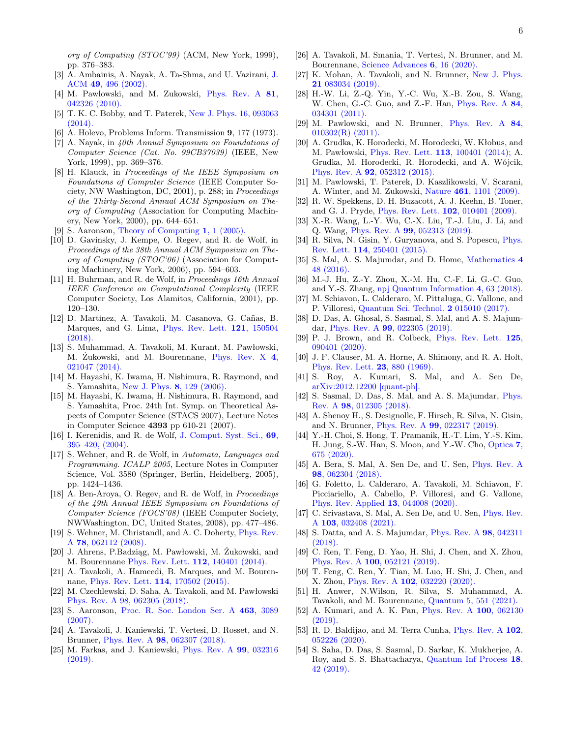*ory of Computing (STOC'99)* (ACM, New York, 1999), pp. 376–383.

[3] A. Ambainis, A. Nayak, A. Ta-Shma, and U. Vazirani, J. ACM **49**, 496 (2002).

[4] M. Pawlowski, and M. Zukowski, Phys. Rev. A **81**, 042326 (2010).

[5] T. K. C. Bobby, and T. Paterek, New J. Phys. 16, 093063 (2014).

[6] A. Holevo, Problems Inform. Transmission **9**, 177 (1973).

[7] A. Nayak, in *40th Annual Symposium on Foundations of Computer Science (Cat. No. 99CB37039)* (IEEE, New York, 1999), pp. 369–376.

[8] H. Klauck, in *Proceedings of the IEEE Symposium on Foundations of Computer Science* (IEEE Computer Society, NW Washington, DC, 2001), p. 288; in *Proceedings of the Thirty-Second Annual ACM Symposium on Theory of Computing* (Association for Computing Machinery, New York, 2000), pp. 644–651.

[9] S. Aaronson, Theory of Computing **1**, 1 (2005).

[10] D. Gavinsky, J. Kempe, O. Regev, and R. de Wolf, in *Proceedings of the 38th Annual ACM Symposium on Theory of Computing (STOC'06)* (Association for Computing Machinery, New York, 2006), pp. 594–603.

[11] H. Buhrman, and R. de Wolf, in *Proceedings 16th Annual IEEE Conference on Computational Complexity* (IEEE Computer Society, Los Alamitos, California, 2001), pp. 120–130.

[12] D. Martínez, A. Tavakoli, M. Casanova, G. Cañas, B. Marques, and G. Lima, Phys. Rev. Lett. **121**, 150504 (2018).

[13] S. Muhammad, A. Tavakoli, M. Kurant, M. Pawłowski, M. Żukowski, and M. Bourennane, Phys. Rev. X **4**, 021047 (2014).

[14] M. Hayashi, K. Iwama, H. Nishimura, R. Raymond, and S. Yamashita, New J. Phys. **8**, 129 (2006).

[15] M. Hayashi, K. Iwama, H. Nishimura, R. Raymond, and S. Yamashita, Proc. 24th Int. Symp. on Theoretical Aspects of Computer Science (STACS 2007), Lecture Notes in Computer Science **4393** pp 610-21 (2007).

[16] I. Kerenidis, and R. de Wolf, J. Comput. Syst. Sci., **69**, 395–420, (2004).

[17] S. Wehner, and R. de Wolf, in *Automata, Languages and Programming. ICALP 2005*, Lecture Notes in Computer Science, Vol. 3580 (Springer, Berlin, Heidelberg, 2005), pp. 1424–1436.

[18] A. Ben-Aroya, O. Regev, and R. de Wolf, in *Proceedings of the 49th Annual IEEE Symposium on Foundations of Computer Science (FOCS'08)* (IEEE Computer Society, NWWashington, DC, United States, 2008), pp. 477–486.

[19] S. Wehner, M. Christandl, and A. C. Doherty, Phys. Rev. A **78**, 062112 (2008).

[20] J. Ahrens, P.Badziąg, M. Pawłowski, M. Żukowski, and M. Bourennane Phys. Rev. Lett. **112**, 140401 (2014).

[21] A. Tavakoli, A. Hameedi, B. Marques, and M. Bourennane, Phys. Rev. Lett. **114**, 170502 (2015).

[22] M. Czechlewski, D. Saha, A. Tavakoli, and M. Pawłowski Phys. Rev. A 98, 062305 (2018).

[23] S. Aaronson, Proc. R. Soc. London Ser. A **463**, 3089 (2007).

[24] A. Tavakoli, J. Kaniewski, T. Vertesi, D. Rosset, and N. Brunner, Phys. Rev. A **98**, 062307 (2018).

[25] M. Farkas, and J. Kaniewski, Phys. Rev. A **99**, 032316 (2019).

[26] A. Tavakoli, M. Smania, T. Vertesi, N. Brunner, and M. Bourennane, Science Advances **6**, 16 (2020).

[27] K. Mohan, A. Tavakoli, and N. Brunner, New J. Phys. **21** 083034 (2019).

[28] H.-W. Li, Z.-Q. Yin, Y.-C. Wu, X.-B. Zou, S. Wang, W. Chen, G.-C. Guo, and Z.-F. Han, Phys. Rev. A **84**, 034301 (2011).

[29] M. Pawlowski, and N. Brunner, Phys. Rev. A **84**, 010302(R) (2011).

[30] A. Grudka, K. Horodecki, M. Horodecki, W. Kłobus, and M. Pawłowski, Phys. Rev. Lett. **113**, 100401 (2014); A. Grudka, M. Horodecki, R. Horodecki, and A. Wójcik, Phys. Rev. A **92**, 052312 (2015).

[31] M. Pawlowski, T. Paterek, D. Kaszlikowski, V. Scarani, A. Winter, and M. Zukowski, Nature **461**, 1101 (2009).

[32] R. W. Spekkens, D. H. Buzacott, A. J. Keehn, B. Toner, and G. J. Pryde, Phys. Rev. Lett. **102**, 010401 (2009).

[33] X.-R. Wang, L.-Y. Wu, C.-X. Liu, T.-J. Liu, J. Li, and Q. Wang, Phys. Rev. A **99**, 052313 (2019).

[34] R. Silva, N. Gisin, Y. Guryanova, and S. Popescu, Phys. Rev. Lett. **114**, 250401 (2015).

[35] S. Mal, A. S. Majumdar, and D. Home, Mathematics **4** 48 (2016).

[36] M.-J. Hu, Z.-Y. Zhou, X.-M. Hu, C.-F. Li, G.-C. Guo, and Y.-S. Zhang, npj Quantum Information **4**, 63 (2018).

[37] M. Schiavon, L. Calderaro, M. Pittaluga, G. Vallone, and P. Villoresi, Quantum Sci. Technol. **2** 015010 (2017).

[38] D. Das, A. Ghosal, S. Sasmal, S. Mal, and A. S. Majumdar, Phys. Rev. A **99**, 022305 (2019).

[39] P. J. Brown, and R. Colbeck, Phys. Rev. Lett. **125**, 090401 (2020).

[40] J. F. Clauser, M. A. Horne, A. Shimony, and R. A. Holt, Phys. Rev. Lett. **23**, 880 (1969).

[41] S. Roy, A. Kumari, S. Mal, and A. Sen De, arXiv:2012.12200 [quant-ph].

[42] S. Sasmal, D. Das, S. Mal, and A. S. Majumdar, Phys. Rev. A **98**, 012305 (2018).

[43] A. Shenoy H., S. Designolle, F. Hirsch, R. Silva, N. Gisin, and N. Brunner, Phys. Rev. A **99**, 022317 (2019).

[44] Y.-H. Choi, S. Hong, T. Pramanik, H.-T. Lim, Y.-S. Kim, H. Jung, S.-W. Han, S. Moon, and Y.-W. Cho, Optica **7**, 675 (2020).

[45] A. Bera, S. Mal, A. Sen De, and U. Sen, Phys. Rev. A **98**, 062304 (2018).

[46] G. Foletto, L. Calderaro, A. Tavakoli, M. Schiavon, F. Picciariello, A. Cabello, P. Villoresi, and G. Vallone, Phys. Rev. Applied **13**, 044008 (2020).

[47] C. Srivastava, S. Mal, A. Sen De, and U. Sen, Phys. Rev. A **103**, 032408 (2021).

[48] S. Datta, and A. S. Majumdar, Phys. Rev. A **98**, 042311 (2018).

[49] C. Ren, T. Feng, D. Yao, H. Shi, J. Chen, and X. Zhou, Phys. Rev. A **100**, 052121 (2019).

[50] T. Feng, C. Ren, Y. Tian, M. Luo, H. Shi, J. Chen, and X. Zhou, Phys. Rev. A **102**, 032220 (2020).

[51] H. Anwer, N.Wilson, R. Silva, S. Muhammad, A. Tavakoli, and M. Bourennane, Quantum 5, 551 (2021).

[52] A. Kumari, and A. K. Pan, Phys. Rev. A **100**, 062130 (2019).

[53] R. D. Baldijao, and M. Terra Cunha, Phys. Rev. A **102**, 052226 (2020).

[54] S. Saha, D. Das, S. Sasmal, D. Sarkar, K. Mukherjee, A. Roy, and S. S. Bhattacharya, Quantum Inf Process **18**, 42 (2019).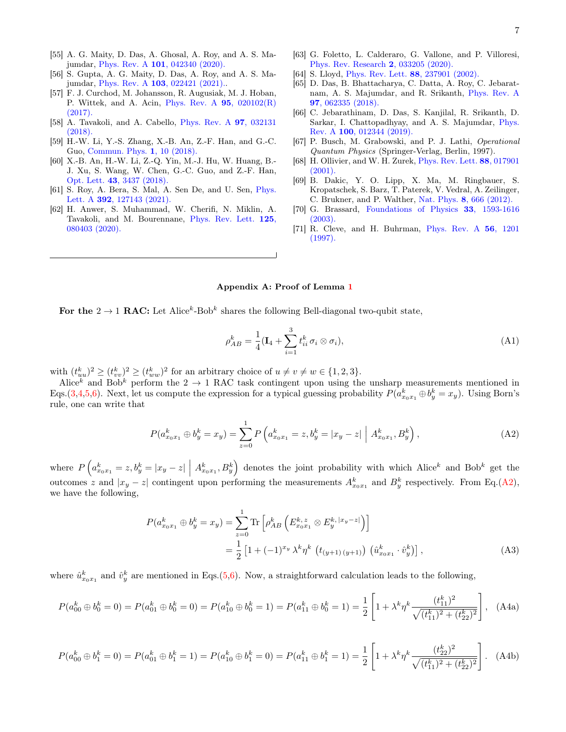[55] A. G. Maity, D. Das, A. Ghosal, A. Roy, and A. S. Majumdar, Phys. Rev. A **101**, 042340 (2020).

[56] S. Gupta, A. G. Maity, D. Das, A. Roy, and A. S. Majumdar, Phys. Rev. A **103**, 022421 (2021)..

[57] F. J. Curchod, M. Johansson, R. Augusiak, M. J. Hoban, P. Wittek, and A. Acin, Phys. Rev. A **95**, 020102(R) (2017).

[58] A. Tavakoli, and A. Cabello, Phys. Rev. A **97**, 032131 (2018).

[59] H.-W. Li, Y.-S. Zhang, X.-B. An, Z.-F. Han, and G.-C. Guo, Commun. Phys. **1**, 10 (2018).

[60] X.-B. An, H.-W. Li, Z.-Q. Yin, M.-J. Hu, W. Huang, B.-J. Xu, S. Wang, W. Chen, G.-C. Guo, and Z.-F. Han, Opt. Lett. **43**, 3437 (2018).

[61] S. Roy, A. Bera, S. Mal, A. Sen De, and U. Sen, Phys. Lett. A **392**, 127143 (2021).

[62] H. Anwer, S. Muhammad, W. Cherifi, N. Miklin, A. Tavakoli, and M. Bourennane, Phys. Rev. Lett. **125**, 080403 (2020).

[63] G. Foletto, L. Calderaro, G. Vallone, and P. Villoresi, Phys. Rev. Research **2**, 033205 (2020).

[64] S. Lloyd, Phys. Rev. Lett. **88**, 237901 (2002).

[65] D. Das, B. Bhattacharya, C. Datta, A. Roy, C. Jebaratnam, A. S. Majumdar, and R. Srikanth, Phys. Rev. A **97**, 062335 (2018).

[66] C. Jebarathinam, D. Das, S. Kanjilal, R. Srikanth, D. Sarkar, I. Chattopadhyay, and A. S. Majumdar, Phys. Rev. A **100**, 012344 (2019).

[67] P. Busch, M. Grabowski, and P. J. Lathi, *Operational Quantum Physics* (Springer-Verlag, Berlin, 1997).

[68] H. Ollivier, and W. H. Zurek, Phys. Rev. Lett. **88**, 017901 (2001).

[69] B. Dakic, Y. O. Lipp, X. Ma, M. Ringbauer, S. Kropatschek, S. Barz, T. Paterek, V. Vedral, A. Zeilinger, C. Brukner, and P. Walther, Nat. Phys. **8**, 666 (2012).

[70] G. Brassard, Foundations of Physics **33**, 1593-1616 (2003).

[71] R. Cleve, and H. Buhrman, Phys. Rev. A **56**, 1201 (1997).

## Appendix A: Proof of Lemma 1

**For the $2 \to 1$ RAC:** Let Alice$^k$-Bob$^k$ shares the following Bell-diagonal two-qubit state,

$$\rho^k_{AB} = \frac{1}{4}(\mathbf{I}_4 + \sum_{i=1}^{3} t^k_{ii}\, \sigma_i \otimes \sigma_i), \tag{A1}$$

with $(t^k_{uu})^2 \geq (t^k_{vv})^2 \geq (t^k_{ww})^2$ for an arbitrary choice of $u \neq v \neq w \in \{1,2,3\}$.

Alice$^k$ and Bob$^k$ perform the $2 \to 1$ RAC task contingent upon using the unsharp measurements mentioned in Eqs.(3,4,5,6). Next, let us compute the expression for a typical guessing probability $P(a^k_{x_0 x_1} \oplus b^k_y = x_y)$. Using Born's rule, one can write that

$$P(a^k_{x_0 x_1} \oplus b^k_y = x_y) = \sum_{z=0}^{1} P\left(a^k_{x_0 x_1} = z, b^k_y = |x_y - z| \;\Big|\; A^k_{x_0 x_1}, B^k_y\right), \tag{A2}$$

where $P\left(a^k_{x_0 x_1} = z, b^k_y = |x_y - z| \;\Big|\; A^k_{x_0 x_1}, B^k_y\right)$ denotes the joint probability with which Alice$^k$ and Bob$^k$ get the outcomes $z$ and $|x_y - z|$ contingent upon performing the measurements $A^k_{x_0 x_1}$ and $B^k_y$ respectively. From Eq.(A2), we have the following,

$$\begin{aligned} P(a^k_{x_0 x_1} \oplus b^k_y = x_y) &= \sum_{z=0}^{1} \text{Tr}\left[\rho^k_{AB}\left(E^{k,\,z}_{x_0 x_1} \otimes E^{k,\,|x_y - z|}_{y}\right)\right] \\ &= \frac{1}{2}\left[1 + (-1)^{x_y}\, \lambda^k \eta^k \,\left(t_{(y+1)\,(y+1)}\right)\,\left(\hat{u}^k_{x_0 x_1} \cdot \hat{v}^k_y\right)\right], \end{aligned} \tag{A3}$$

where $\hat{u}^k_{x_0 x_1}$ and $\hat{v}^k_y$ are mentioned in Eqs.(5,6). Now, a straightforward calculation leads to the following,

$$P(a^k_{00} \oplus b^k_0 = 0) = P(a^k_{01} \oplus b^k_0 = 0) = P(a^k_{10} \oplus b^k_0 = 1) = P(a^k_{11} \oplus b^k_0 = 1) = \frac{1}{2}\left[1 + \lambda^k \eta^k \frac{(t^k_{11})^2}{\sqrt{(t^k_{11})^2 + (t^k_{22})^2}}\right], \tag{A4a}$$

$$P(a^k_{00} \oplus b^k_1 = 0) = P(a^k_{01} \oplus b^k_1 = 1) = P(a^k_{10} \oplus b^k_1 = 0) = P(a^k_{11} \oplus b^k_1 = 1) = \frac{1}{2}\left[1 + \lambda^k \eta^k \frac{(t^k_{22})^2}{\sqrt{(t^k_{11})^2 + (t^k_{22})^2}}\right]. \tag{A4b}$$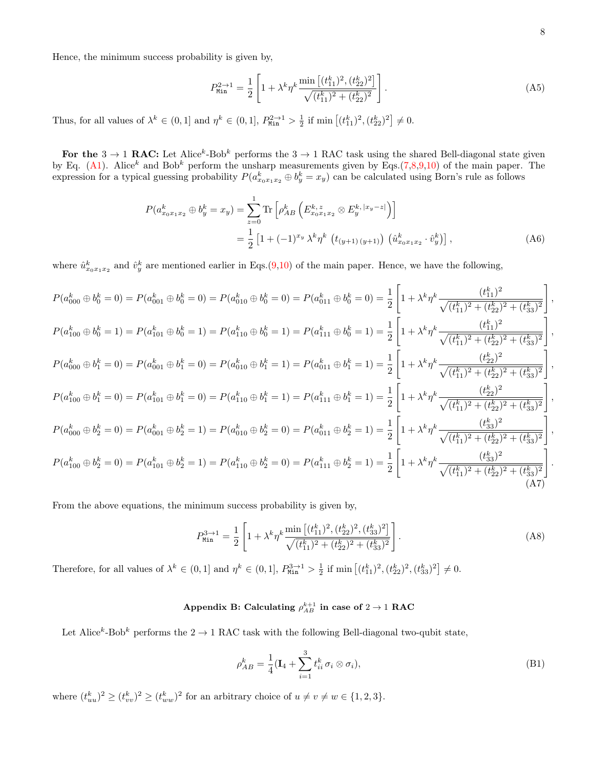Hence, the minimum success probability is given by,

$$P^{2\to 1}_{\texttt{Min}} = \frac{1}{2}\left[1 + \lambda^k \eta^k \frac{\min\left[(t^k_{11})^2, (t^k_{22})^2\right]}{\sqrt{(t^k_{11})^2 + (t^k_{22})^2}}\right]. \tag{A5}$$

Thus, for all values of $\lambda^k \in (0,1]$ and $\eta^k \in (0,1]$, $P^{2\to 1}_{\texttt{Min}} > \frac{1}{2}$ if $\min\left[(t^k_{11})^2, (t^k_{22})^2\right] \neq 0$.

**For the $3 \to 1$ RAC:** Let Alice$^k$-Bob$^k$ performs the $3 \to 1$ RAC task using the shared Bell-diagonal state given by Eq. (A1). Alice$^k$ and Bob$^k$ perform the unsharp measurements given by Eqs.(7,8,9,10) of the main paper. The expression for a typical guessing probability $P(a^k_{x_0x_1x_2} \oplus b^k_y = x_y)$ can be calculated using Born's rule as follows

$$\begin{aligned}
P(a^k_{x_0x_1x_2} \oplus b^k_y = x_y) &= \sum_{z=0}^{1} \text{Tr}\left[\rho^k_{AB}\left(E^{k,\,z}_{x_0x_1x_2} \otimes E^{k,\,|x_y - z|}_y\right)\right] \\
&= \frac{1}{2}\left[1 + (-1)^{x_y}\,\lambda^k \eta^k\,\left(t_{(y+1)\,(y+1)}\right)\,\left(\hat{u}^k_{x_0x_1x_2}\cdot\hat{v}^k_y\right)\right],
\end{aligned} \tag{A6}$$

where $\hat{u}^k_{x_0x_1x_2}$ and $\hat{v}^k_y$ are mentioned earlier in Eqs.(9,10) of the main paper. Hence, we have the following,

$$\begin{aligned}
&P(a^k_{000} \oplus b^k_0 = 0) = P(a^k_{001} \oplus b^k_0 = 0) = P(a^k_{010} \oplus b^k_0 = 0) = P(a^k_{011} \oplus b^k_0 = 0) = \frac{1}{2}\left[1 + \lambda^k\eta^k \frac{(t^k_{11})^2}{\sqrt{(t^k_{11})^2 + (t^k_{22})^2 + (t^k_{33})^2}}\right], \\
&P(a^k_{100} \oplus b^k_0 = 1) = P(a^k_{101} \oplus b^k_0 = 1) = P(a^k_{110} \oplus b^k_0 = 1) = P(a^k_{111} \oplus b^k_0 = 1) = \frac{1}{2}\left[1 + \lambda^k\eta^k \frac{(t^k_{11})^2}{\sqrt{(t^k_{11})^2 + (t^k_{22})^2 + (t^k_{33})^2}}\right], \\
&P(a^k_{000} \oplus b^k_1 = 0) = P(a^k_{001} \oplus b^k_1 = 0) = P(a^k_{010} \oplus b^k_1 = 1) = P(a^k_{011} \oplus b^k_1 = 1) = \frac{1}{2}\left[1 + \lambda^k\eta^k \frac{(t^k_{22})^2}{\sqrt{(t^k_{11})^2 + (t^k_{22})^2 + (t^k_{33})^2}}\right], \\
&P(a^k_{100} \oplus b^k_1 = 0) = P(a^k_{101} \oplus b^k_1 = 0) = P(a^k_{110} \oplus b^k_1 = 1) = P(a^k_{111} \oplus b^k_1 = 1) = \frac{1}{2}\left[1 + \lambda^k\eta^k \frac{(t^k_{22})^2}{\sqrt{(t^k_{11})^2 + (t^k_{22})^2 + (t^k_{33})^2}}\right], \\
&P(a^k_{000} \oplus b^k_2 = 0) = P(a^k_{001} \oplus b^k_2 = 1) = P(a^k_{010} \oplus b^k_2 = 0) = P(a^k_{011} \oplus b^k_2 = 1) = \frac{1}{2}\left[1 + \lambda^k\eta^k \frac{(t^k_{33})^2}{\sqrt{(t^k_{11})^2 + (t^k_{22})^2 + (t^k_{33})^2}}\right], \\
&P(a^k_{100} \oplus b^k_2 = 0) = P(a^k_{101} \oplus b^k_2 = 1) = P(a^k_{110} \oplus b^k_2 = 0) = P(a^k_{111} \oplus b^k_2 = 1) = \frac{1}{2}\left[1 + \lambda^k\eta^k \frac{(t^k_{33})^2}{\sqrt{(t^k_{11})^2 + (t^k_{22})^2 + (t^k_{33})^2}}\right].
\end{aligned} \tag{A7}$$

From the above equations, the minimum success probability is given by,

$$P^{3\to 1}_{\texttt{Min}} = \frac{1}{2}\left[1 + \lambda^k \eta^k \frac{\min\left[(t^k_{11})^2, (t^k_{22})^2, (t^k_{33})^2\right]}{\sqrt{(t^k_{11})^2 + (t^k_{22})^2 + (t^k_{33})^2}}\right]. \tag{A8}$$

Therefore, for all values of $\lambda^k \in (0,1]$ and $\eta^k \in (0,1]$, $P^{3\to 1}_{\texttt{Min}} > \frac{1}{2}$ if $\min\left[(t^k_{11})^2, (t^k_{22})^2, (t^k_{33})^2\right] \neq 0$.

## Appendix B: Calculating $\rho^{k+1}_{AB}$ in case of $2 \to 1$ RAC

Let Alice$^k$-Bob$^k$ performs the $2 \to 1$ RAC task with the following Bell-diagonal two-qubit state,

$$\rho^k_{AB} = \frac{1}{4}(\mathbf{I}_4 + \sum_{i=1}^{3} t^k_{ii}\,\sigma_i \otimes \sigma_i), \tag{B1}$$

where $(t^k_{uu})^2 \geq (t^k_{vv})^2 \geq (t^k_{ww})^2$ for an arbitrary choice of $u \neq v \neq w \in \{1, 2, 3\}$.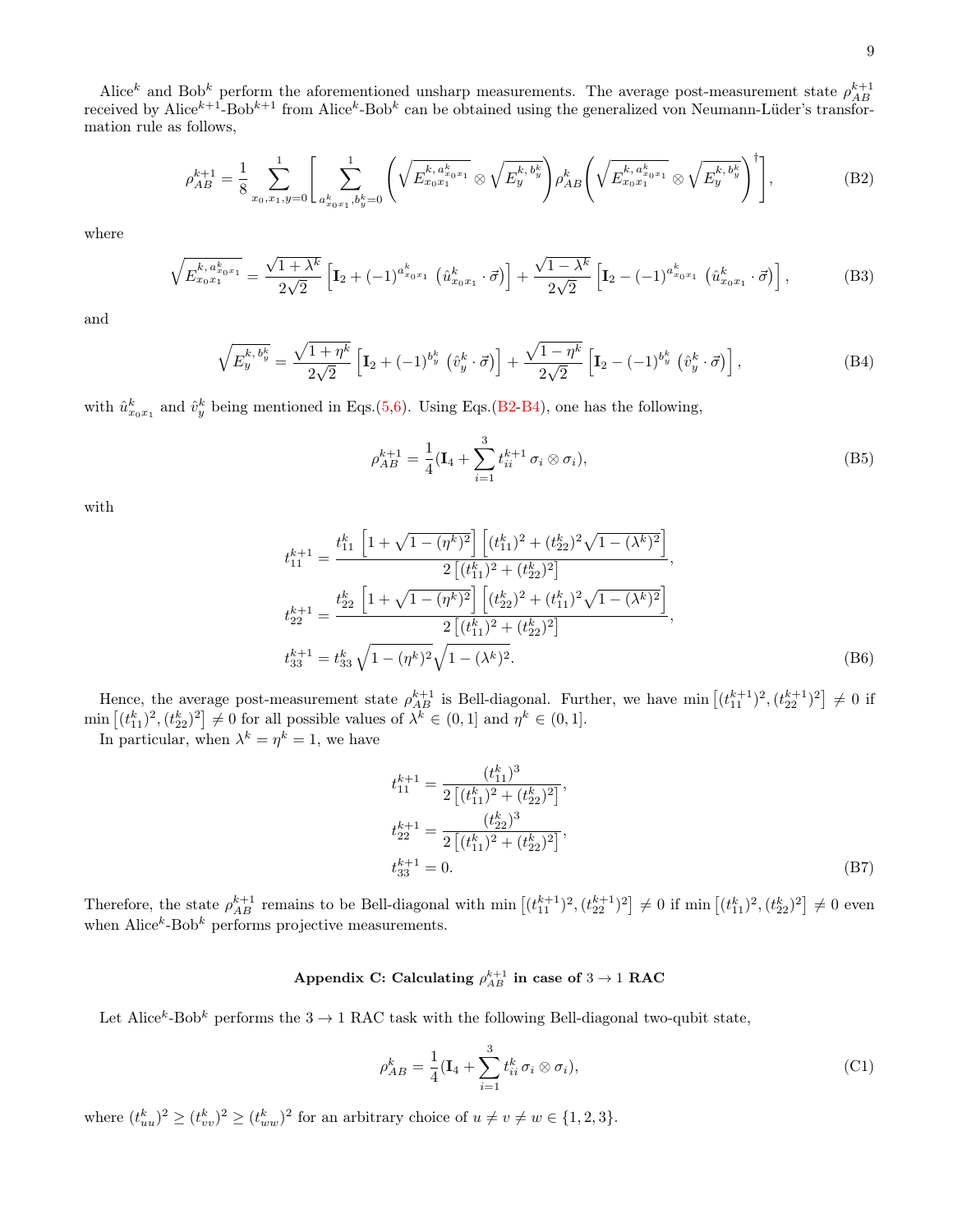Alice$^k$ and Bob$^k$ perform the aforementioned unsharp measurements. The average post-measurement state $\rho_{AB}^{k+1}$ received by Alice$^{k+1}$-Bob$^{k+1}$ from Alice$^k$-Bob$^k$ can be obtained using the generalized von Neumann-Lüder's transformation rule as follows,

$$\rho_{AB}^{k+1} = \frac{1}{8} \sum_{x_0,x_1,y=0}^{1} \left[ \sum_{a^k_{x_0x_1}, b^k_y=0}^{1} \left( \sqrt{E^{k,\, a^k_{x_0x_1}}_{x_0x_1}} \otimes \sqrt{E^{k,\, b^k_y}_{y}} \right) \rho^k_{AB} \left( \sqrt{E^{k,\, a^k_{x_0x_1}}_{x_0x_1}} \otimes \sqrt{E^{k,\, b^k_y}_{y}} \right)^{\dagger} \right], \tag{B2}$$

where

$$\sqrt{E^{k,\, a^k_{x_0x_1}}_{x_0x_1}} = \frac{\sqrt{1+\lambda^k}}{2\sqrt{2}} \left[ \mathbf{I}_2 + (-1)^{a^k_{x_0x_1}} \, (\hat{u}^k_{x_0x_1} \cdot \vec{\sigma}) \right] + \frac{\sqrt{1-\lambda^k}}{2\sqrt{2}} \left[ \mathbf{I}_2 - (-1)^{a^k_{x_0x_1}} \, (\hat{u}^k_{x_0x_1} \cdot \vec{\sigma}) \right], \tag{B3}$$

and

$$\sqrt{E^{k,\, b^k_y}_{y}} = \frac{\sqrt{1+\eta^k}}{2\sqrt{2}} \left[ \mathbf{I}_2 + (-1)^{b^k_y} \, (\hat{v}^k_{y} \cdot \vec{\sigma}) \right] + \frac{\sqrt{1-\eta^k}}{2\sqrt{2}} \left[ \mathbf{I}_2 - (-1)^{b^k_y} \, (\hat{v}^k_{y} \cdot \vec{\sigma}) \right], \tag{B4}$$

with $\hat{u}^k_{x_0x_1}$ and $\hat{v}^k_y$ being mentioned in Eqs.(5,6). Using Eqs.(B2-B4), one has the following,

$$\rho_{AB}^{k+1} = \frac{1}{4}(\mathbf{I}_4 + \sum_{i=1}^{3} t^{k+1}_{ii} \, \sigma_i \otimes \sigma_i), \tag{B5}$$

with

$$\begin{aligned}
t^{k+1}_{11} &= \frac{t^k_{11} \left[1 + \sqrt{1-(\eta^k)^2}\right] \left[(t^k_{11})^2 + (t^k_{22})^2 \sqrt{1-(\lambda^k)^2}\right]}{2\left[(t^k_{11})^2 + (t^k_{22})^2\right]}, \\
t^{k+1}_{22} &= \frac{t^k_{22} \left[1 + \sqrt{1-(\eta^k)^2}\right] \left[(t^k_{22})^2 + (t^k_{11})^2 \sqrt{1-(\lambda^k)^2}\right]}{2\left[(t^k_{11})^2 + (t^k_{22})^2\right]}, \\
t^{k+1}_{33} &= t^k_{33} \sqrt{1-(\eta^k)^2} \sqrt{1-(\lambda^k)^2}.
\end{aligned} \tag{B6}$$

Hence, the average post-measurement state $\rho_{AB}^{k+1}$ is Bell-diagonal. Further, we have $\min\left[(t^{k+1}_{11})^2, (t^{k+1}_{22})^2\right] \neq 0$ if $\min\left[(t^k_{11})^2, (t^k_{22})^2\right] \neq 0$ for all possible values of $\lambda^k \in (0, 1]$ and $\eta^k \in (0, 1]$.

In particular, when $\lambda^k = \eta^k = 1$, we have

$$\begin{aligned}
t^{k+1}_{11} &= \frac{(t^k_{11})^3}{2\left[(t^k_{11})^2 + (t^k_{22})^2\right]}, \\
t^{k+1}_{22} &= \frac{(t^k_{22})^3}{2\left[(t^k_{11})^2 + (t^k_{22})^2\right]}, \\
t^{k+1}_{33} &= 0.
\end{aligned} \tag{B7}$$

Therefore, the state $\rho_{AB}^{k+1}$ remains to be Bell-diagonal with $\min\left[(t^{k+1}_{11})^2, (t^{k+1}_{22})^2\right] \neq 0$ if $\min\left[(t^k_{11})^2, (t^k_{22})^2\right] \neq 0$ even when Alice$^k$-Bob$^k$ performs projective measurements.

### Appendix C: Calculating $\rho_{AB}^{k+1}$ in case of $3 \to 1$ RAC

Let Alice$^k$-Bob$^k$ performs the $3 \to 1$ RAC task with the following Bell-diagonal two-qubit state,

$$\rho_{AB}^{k} = \frac{1}{4}(\mathbf{I}_4 + \sum_{i=1}^{3} t^{k}_{ii} \, \sigma_i \otimes \sigma_i), \tag{C1}$$

where $(t^k_{uu})^2 \geq (t^k_{vv})^2 \geq (t^k_{ww})^2$ for an arbitrary choice of $u \neq v \neq w \in \{1, 2, 3\}$.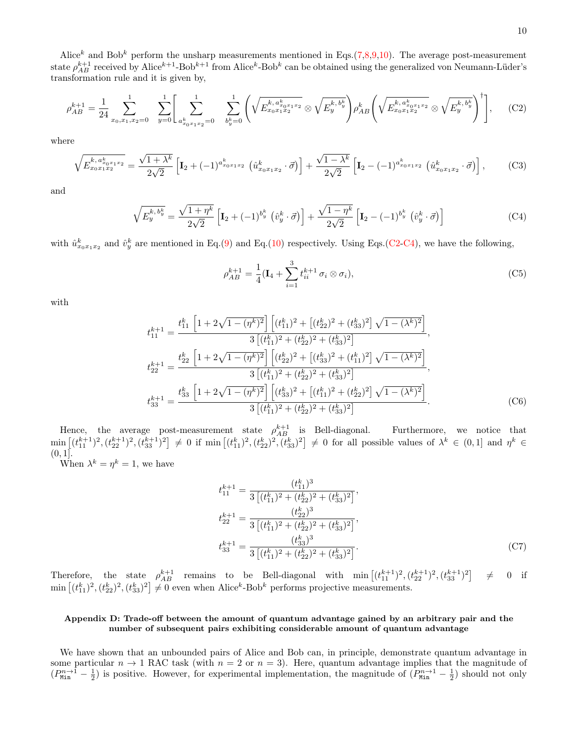Alice$^k$ and Bob$^k$ perform the unsharp measurements mentioned in Eqs.(7,8,9,10). The average post-measurement state $\rho_{AB}^{k+1}$ received by Alice$^{k+1}$-Bob$^{k+1}$ from Alice$^k$-Bob$^k$ can be obtained using the generalized von Neumann-Lüder's transformation rule and it is given by,

$$\rho_{AB}^{k+1} = \frac{1}{24} \sum_{x_0,x_1,x_2=0}^{1} \sum_{y=0}^{1} \Bigg[ \sum_{a^k_{x_0x_1x_2}=0}^{1} \sum_{b^k_y=0}^{1} \left( \sqrt{E^{k,\, a^k_{x_0x_1x_2}}_{x_0x_1x_2}} \otimes \sqrt{E^{k,\, b^k_y}_{y}} \right) \rho_{AB}^k \left( \sqrt{E^{k,\, a^k_{x_0x_1x_2}}_{x_0x_1x_2}} \otimes \sqrt{E^{k,\, b^k_y}_{y}} \right)^{\dagger} \Bigg], \tag{C2}$$

where

$$\sqrt{E^{k,\, a^k_{x_0x_1x_2}}_{x_0x_1x_2}} = \frac{\sqrt{1+\lambda^k}}{2\sqrt{2}} \left[ \mathbf{I}_2 + (-1)^{a^k_{x_0x_1x_2}} \left( \hat{u}^k_{x_0x_1x_2} \cdot \vec{\sigma} \right) \right] + \frac{\sqrt{1-\lambda^k}}{2\sqrt{2}} \left[ \mathbf{I}_2 - (-1)^{a^k_{x_0x_1x_2}} \left( \hat{u}^k_{x_0x_1x_2} \cdot \vec{\sigma} \right) \right], \tag{C3}$$

and

$$\sqrt{E^{k,\, b^k_y}_{y}} = \frac{\sqrt{1+\eta^k}}{2\sqrt{2}} \left[ \mathbf{I}_2 + (-1)^{b^k_y} \left( \hat{v}^k_y \cdot \vec{\sigma} \right) \right] + \frac{\sqrt{1-\eta^k}}{2\sqrt{2}} \left[ \mathbf{I}_2 - (-1)^{b^k_y} \left( \hat{v}^k_y \cdot \vec{\sigma} \right) \right] \tag{C4}$$

with $\hat{u}^k_{x_0x_1x_2}$ and $\hat{v}^k_y$ are mentioned in Eq.(9) and Eq.(10) respectively. Using Eqs.(C2-C4), we have the following,

$$\rho_{AB}^{k+1} = \frac{1}{4} (\mathbf{I}_4 + \sum_{i=1}^{3} t^{k+1}_{ii} \, \sigma_i \otimes \sigma_i), \tag{C5}$$

with

$$\begin{aligned}
t^{k+1}_{11} &= \frac{t^k_{11} \left[ 1 + 2\sqrt{1-(\eta^k)^2} \right] \left[ (t^k_{11})^2 + \left[ (t^k_{22})^2 + (t^k_{33})^2 \right] \sqrt{1-(\lambda^k)^2} \right]}{3 \left[ (t^k_{11})^2 + (t^k_{22})^2 + (t^k_{33})^2 \right]}, \\
t^{k+1}_{22} &= \frac{t^k_{22} \left[ 1 + 2\sqrt{1-(\eta^k)^2} \right] \left[ (t^k_{22})^2 + \left[ (t^k_{33})^2 + (t^k_{11})^2 \right] \sqrt{1-(\lambda^k)^2} \right]}{3 \left[ (t^k_{11})^2 + (t^k_{22})^2 + (t^k_{33})^2 \right]}, \\
t^{k+1}_{33} &= \frac{t^k_{33} \left[ 1 + 2\sqrt{1-(\eta^k)^2} \right] \left[ (t^k_{33})^2 + \left[ (t^k_{11})^2 + (t^k_{22})^2 \right] \sqrt{1-(\lambda^k)^2} \right]}{3 \left[ (t^k_{11})^2 + (t^k_{22})^2 + (t^k_{33})^2 \right]}.
\end{aligned} \tag{C6}$$

Hence, the average post-measurement state $\rho_{AB}^{k+1}$ is Bell-diagonal. Furthermore, we notice that $\min \left[ (t^{k+1}_{11})^2, (t^{k+1}_{22})^2, (t^{k+1}_{33})^2 \right] \neq 0$ if $\min \left[ (t^k_{11})^2, (t^k_{22})^2, (t^k_{33})^2 \right] \neq 0$ for all possible values of $\lambda^k \in (0,1]$ and $\eta^k \in (0,1]$.

When $\lambda^k = \eta^k = 1$, we have

$$\begin{aligned}
t^{k+1}_{11} &= \frac{(t^k_{11})^3}{3 \left[ (t^k_{11})^2 + (t^k_{22})^2 + (t^k_{33})^2 \right]}, \\
t^{k+1}_{22} &= \frac{(t^k_{22})^3}{3 \left[ (t^k_{11})^2 + (t^k_{22})^2 + (t^k_{33})^2 \right]}, \\
t^{k+1}_{33} &= \frac{(t^k_{33})^3}{3 \left[ (t^k_{11})^2 + (t^k_{22})^2 + (t^k_{33})^2 \right]}.
\end{aligned} \tag{C7}$$

Therefore, the state $\rho_{AB}^{k+1}$ remains to be Bell-diagonal with $\min \left[ (t^{k+1}_{11})^2, (t^{k+1}_{22})^2, (t^{k+1}_{33})^2 \right] \neq 0$ if $\min \left[ (t^k_{11})^2, (t^k_{22})^2, (t^k_{33})^2 \right] \neq 0$ even when Alice$^k$-Bob$^k$ performs projective measurements.

## Appendix D: Trade-off between the amount of quantum advantage gained by an arbitrary pair and the number of subsequent pairs exhibiting considerable amount of quantum advantage

We have shown that an unbounded pairs of Alice and Bob can, in principle, demonstrate quantum advantage in some particular $n \to 1$ RAC task (with $n = 2$ or $n = 3$). Here, quantum advantage implies that the magnitude of $(P^{n\to 1}_{\texttt{Min}} - \frac{1}{2})$ is positive. However, for experimental implementation, the magnitude of $(P^{n\to 1}_{\texttt{Min}} - \frac{1}{2})$ should not only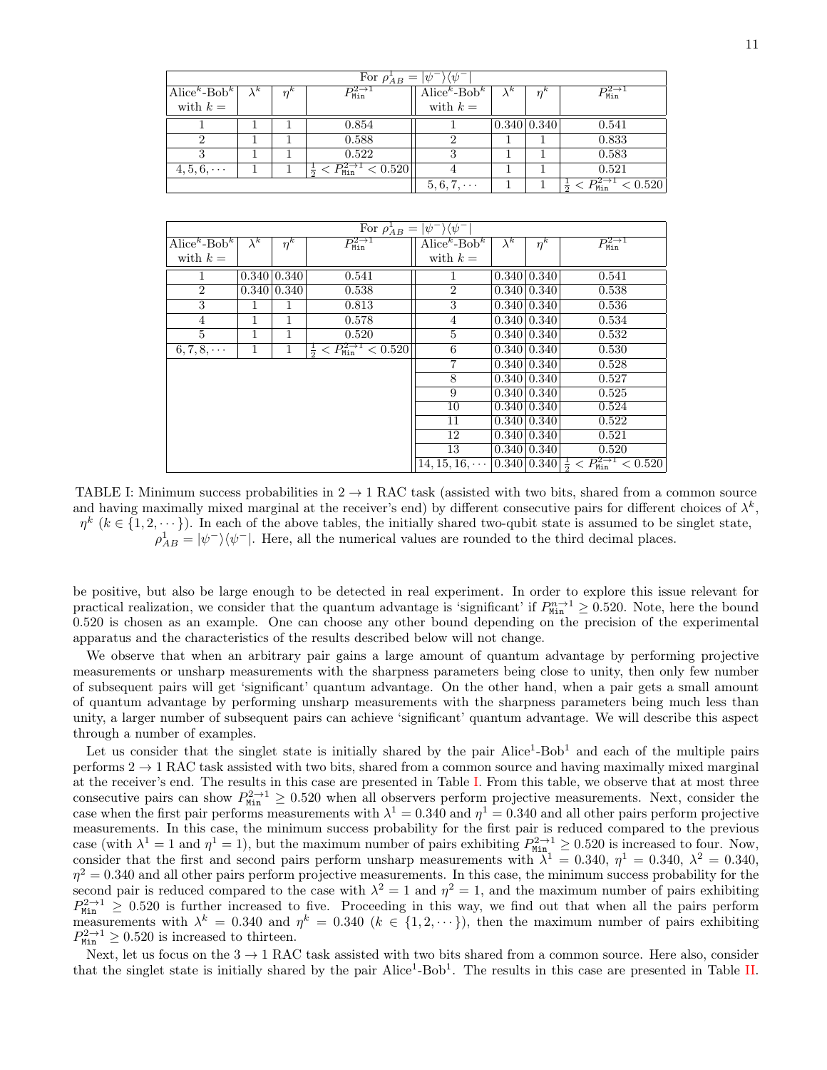| For $\rho^1_{AB} = \|\psi^-\rangle\langle\psi^-\|$ | | | | | | | |
|---|---|---|---|---|---|---|---|
| Alice$^k$-Bob$^k$ with $k =$ | $\lambda^k$ | $\eta^k$ | $P^{2\to 1}_{\text{Min}}$ | Alice$^k$-Bob$^k$ with $k =$ | $\lambda^k$ | $\eta^k$ | $P^{2\to 1}_{\text{Min}}$ |
| 1 | 1 | 1 | 0.854 | 1 | 0.340 | 0.340 | 0.541 |
| 2 | 1 | 1 | 0.588 | 2 | 1 | 1 | 0.833 |
| 3 | 1 | 1 | 0.522 | 3 | 1 | 1 | 0.583 |
| $4, 5, 6, \cdots$ | 1 | 1 | $\frac{1}{2} < P^{2\to 1}_{\text{Min}} < 0.520$ | 4 | 1 | 1 | 0.521 |
| | | | | $5, 6, 7, \cdots$ | 1 | 1 | $\frac{1}{2} < P^{2\to 1}_{\text{Min}} < 0.520$ |

| For $\rho^1_{AB} = \|\psi^-\rangle\langle\psi^-\|$ | | | | | | | |
|---|---|---|---|---|---|---|---|
| Alice$^k$-Bob$^k$ with $k =$ | $\lambda^k$ | $\eta^k$ | $P^{2\to 1}_{\text{Min}}$ | Alice$^k$-Bob$^k$ with $k =$ | $\lambda^k$ | $\eta^k$ | $P^{2\to 1}_{\text{Min}}$ |
| 1 | 0.340 | 0.340 | 0.541 | 1 | 0.340 | 0.340 | 0.541 |
| 2 | 0.340 | 0.340 | 0.538 | 2 | 0.340 | 0.340 | 0.538 |
| 3 | 1 | 1 | 0.813 | 3 | 0.340 | 0.340 | 0.536 |
| 4 | 1 | 1 | 0.578 | 4 | 0.340 | 0.340 | 0.534 |
| 5 | 1 | 1 | 0.520 | 5 | 0.340 | 0.340 | 0.532 |
| $6, 7, 8, \cdots$ | 1 | 1 | $\frac{1}{2} < P^{2\to 1}_{\text{Min}} < 0.520$ | 6 | 0.340 | 0.340 | 0.530 |
| | | | | 7 | 0.340 | 0.340 | 0.528 |
| | | | | 8 | 0.340 | 0.340 | 0.527 |
| | | | | 9 | 0.340 | 0.340 | 0.525 |
| | | | | 10 | 0.340 | 0.340 | 0.524 |
| | | | | 11 | 0.340 | 0.340 | 0.522 |
| | | | | 12 | 0.340 | 0.340 | 0.521 |
| | | | | 13 | 0.340 | 0.340 | 0.520 |
| | | | | $14, 15, 16, \cdots$ | 0.340 | 0.340 | $\frac{1}{2} < P^{2\to 1}_{\text{Min}} < 0.520$ |

TABLE I: Minimum success probabilities in $2 \to 1$ RAC task (assisted with two bits, shared from a common source and having maximally mixed marginal at the receiver's end) by different consecutive pairs for different choices of $\lambda^k$, $\eta^k$ ($k \in \{1, 2, \cdots\}$). In each of the above tables, the initially shared two-qubit state is assumed to be singlet state, $\rho^1_{AB} = |\psi^-\rangle\langle\psi^-|$. Here, all the numerical values are rounded to the third decimal places.

be positive, but also be large enough to be detected in real experiment. In order to explore this issue relevant for practical realization, we consider that the quantum advantage is 'significant' if $P^{n\to 1}_{\text{Min}} \geq 0.520$. Note, here the bound 0.520 is chosen as an example. One can choose any other bound depending on the precision of the experimental apparatus and the characteristics of the results described below will not change.

We observe that when an arbitrary pair gains a large amount of quantum advantage by performing projective measurements or unsharp measurements with the sharpness parameters being close to unity, then only few number of subsequent pairs will get 'significant' quantum advantage. On the other hand, when a pair gets a small amount of quantum advantage by performing unsharp measurements with the sharpness parameters being much less than unity, a larger number of subsequent pairs can achieve 'significant' quantum advantage. We will describe this aspect through a number of examples.

Let us consider that the singlet state is initially shared by the pair Alice$^1$-Bob$^1$ and each of the multiple pairs performs $2 \to 1$ RAC task assisted with two bits, shared from a common source and having maximally mixed marginal at the receiver's end. The results in this case are presented in Table I. From this table, we observe that at most three consecutive pairs can show $P^{2\to 1}_{\text{Min}} \geq 0.520$ when all observers perform projective measurements. Next, consider the case when the first pair performs measurements with $\lambda^1 = 0.340$ and $\eta^1 = 0.340$ and all other pairs perform projective measurements. In this case, the minimum success probability for the first pair is reduced compared to the previous case (with $\lambda^1 = 1$ and $\eta^1 = 1$), but the maximum number of pairs exhibiting $P^{2\to 1}_{\text{Min}} \geq 0.520$ is increased to four. Now, consider that the first and second pair perform unsharp measurements with $\lambda^1 = 0.340$, $\eta^1 = 0.340$, $\lambda^2 = 0.340$, $\eta^2 = 0.340$ and all other pairs perform projective measurements. In this case, the minimum success probability for the second pair is reduced compared to the case with $\lambda^2 = 1$ and $\eta^2 = 1$, and the maximum number of pairs exhibiting $P^{2\to 1}_{\text{Min}} \geq 0.520$ is further increased to five. Proceeding in this way, we find out that when all the pairs perform measurements with $\lambda^k = 0.340$ and $\eta^k = 0.340$ ($k \in \{1, 2, \cdots\}$), then the maximum number of pairs exhibiting $P^{2\to 1}_{\text{Min}} \geq 0.520$ is increased to thirteen.

Next, let us focus on the $3 \to 1$ RAC task assisted with two bits shared from a common source. Here also, consider that the singlet state is initially shared by the pair Alice$^1$-Bob$^1$. The results in this case are presented in Table II.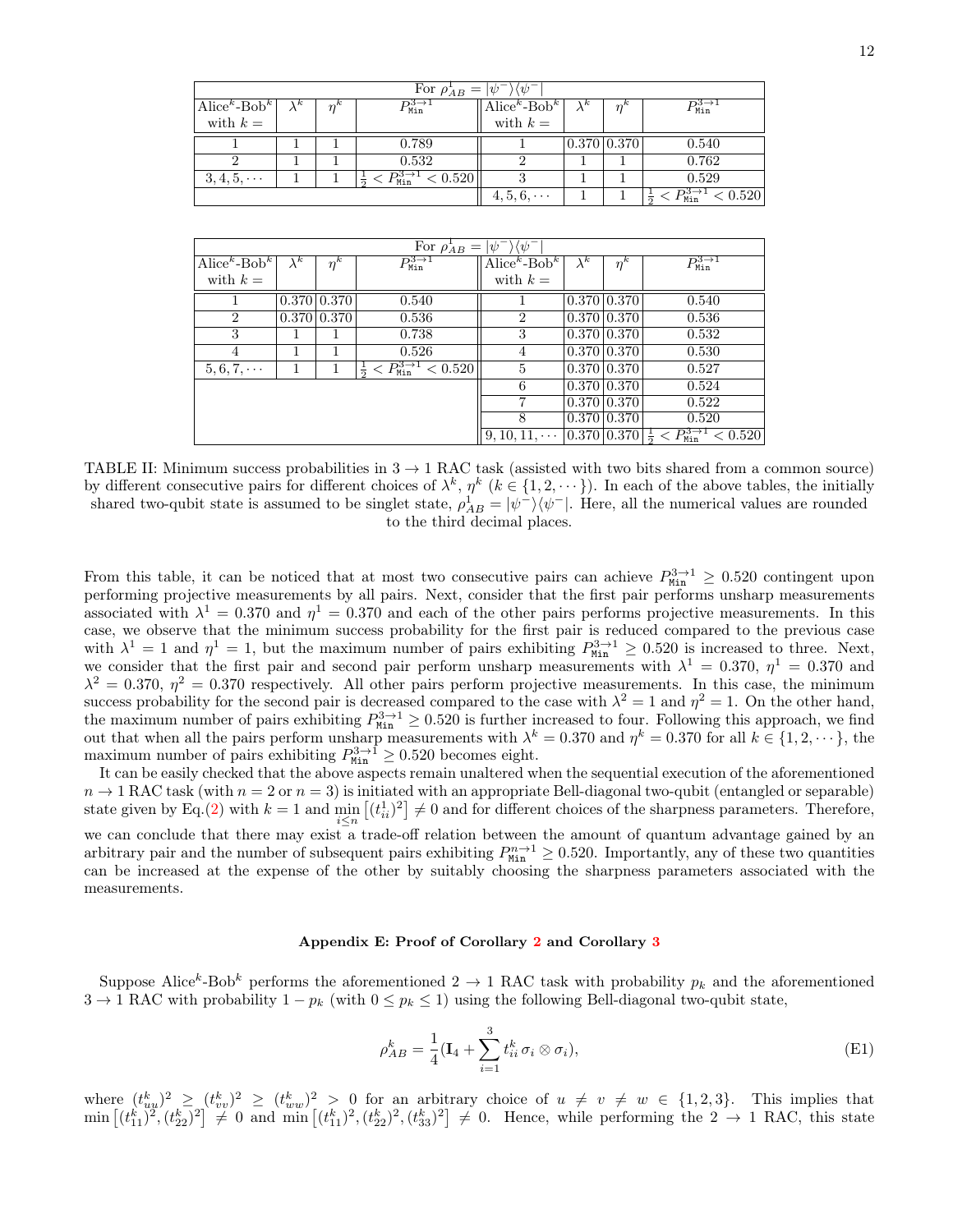| For $\rho^1_{AB} = \lvert\psi^-\rangle\langle\psi^-\rvert$ | | | | | | | |
|---|---|---|---|---|---|---|---|
| Alice$^k$-Bob$^k$ with $k =$ | $\lambda^k$ | $\eta^k$ | $P^{3\to1}_{\text{Min}}$ | Alice$^k$-Bob$^k$ with $k =$ | $\lambda^k$ | $\eta^k$ | $P^{3\to1}_{\text{Min}}$ |
| 1 | 1 | 1 | 0.789 | 1 | 0.370 | 0.370 | 0.540 |
| 2 | 1 | 1 | 0.532 | 2 | 1 | 1 | 0.762 |
| $3, 4, 5, \cdots$ | 1 | 1 | $\frac{1}{2} < P^{3\to1}_{\text{Min}} < 0.520$ | 3 | 1 | 1 | 0.529 |
| | | | | $4, 5, 6, \cdots$ | 1 | 1 | $\frac{1}{2} < P^{3\to1}_{\text{Min}} < 0.520$ |

| For $\rho^1_{AB} = \lvert\psi^-\rangle\langle\psi^-\rvert$ | | | | | | | |
|---|---|---|---|---|---|---|---|
| Alice$^k$-Bob$^k$ with $k =$ | $\lambda^k$ | $\eta^k$ | $P^{3\to1}_{\text{Min}}$ | Alice$^k$-Bob$^k$ with $k =$ | $\lambda^k$ | $\eta^k$ | $P^{3\to1}_{\text{Min}}$ |
| 1 | 0.370 | 0.370 | 0.540 | 1 | 0.370 | 0.370 | 0.540 |
| 2 | 0.370 | 0.370 | 0.536 | 2 | 0.370 | 0.370 | 0.536 |
| 3 | 1 | 1 | 0.738 | 3 | 0.370 | 0.370 | 0.532 |
| 4 | 1 | 1 | 0.526 | 4 | 0.370 | 0.370 | 0.530 |
| $5, 6, 7, \cdots$ | 1 | 1 | $\frac{1}{2} < P^{3\to1}_{\text{Min}} < 0.520$ | 5 | 0.370 | 0.370 | 0.527 |
| | | | | 6 | 0.370 | 0.370 | 0.524 |
| | | | | 7 | 0.370 | 0.370 | 0.522 |
| | | | | 8 | 0.370 | 0.370 | 0.520 |
| | | | | $9, 10, 11, \cdots$ | 0.370 | 0.370 | $\frac{1}{2} < P^{3\to1}_{\text{Min}} < 0.520$ |

TABLE II: Minimum success probabilities in $3 \to 1$ RAC task (assisted with two bits shared from a common source) by different consecutive pairs for different choices of $\lambda^k$, $\eta^k$ ($k \in \{1, 2, \cdots\}$). In each of the above tables, the initially shared two-qubit state is assumed to be singlet state, $\rho^1_{AB} = \lvert\psi^-\rangle\langle\psi^-\rvert$. Here, all the numerical values are rounded to the third decimal places.

From this table, it can be noticed that at most two consecutive pairs can achieve $P^{3\to1}_{\text{Min}} \geq 0.520$ contingent upon performing projective measurements by all pairs. Next, consider that the first pair performs unsharp measurements associated with $\lambda^1 = 0.370$ and $\eta^1 = 0.370$ and each of the other pairs performs projective measurements. In this case, we observe that the minimum success probability for the first pair is reduced compared to the previous case with $\lambda^1 = 1$ and $\eta^1 = 1$, but the maximum number of pairs exhibiting $P^{3\to1}_{\text{Min}} \geq 0.520$ is increased to three. Next, we consider that the first pair and second pair perform unsharp measurements with $\lambda^1 = 0.370$, $\eta^1 = 0.370$ and $\lambda^2 = 0.370$, $\eta^2 = 0.370$ respectively. All other pairs perform projective measurements. In this case, the minimum success probability for the second pair is decreased compared to the case with $\lambda^2 = 1$ and $\eta^2 = 1$. On the other hand, the maximum number of pairs exhibiting $P^{3\to1}_{\text{Min}} \geq 0.520$ is further increased to four. Following this approach, we find out that when all the pairs perform unsharp measurements with $\lambda^k = 0.370$ and $\eta^k = 0.370$ for all $k \in \{1, 2, \cdots\}$, the maximum number of pairs exhibiting $P^{3\to1}_{\text{Min}} \geq 0.520$ becomes eight.

It can be easily checked that the above aspects remain unaltered when the sequential execution of the aforementioned $n \to 1$ RAC task (with $n = 2$ or $n = 3$) is initiated with an appropriate Bell-diagonal two-qubit (entangled or separable) state given by Eq.(2) with $k = 1$ and $\min\limits_{i \leq n} \left[(t^1_{ii})^2\right] \neq 0$ and for different choices of the sharpness parameters. Therefore, we can conclude that there may exist a trade-off relation between the amount of quantum advantage gained by an arbitrary pair and the number of subsequent pairs exhibiting $P^{n\to1}_{\text{Min}} \geq 0.520$. Importantly, any of these two quantities can be increased at the expense of the other by suitably choosing the sharpness parameters associated with the measurements.

### Appendix E: Proof of Corollary 2 and Corollary 3

Suppose Alice$^k$-Bob$^k$ performs the aforementioned $2 \to 1$ RAC task with probability $p_k$ and the aforementioned $3 \to 1$ RAC with probability $1 - p_k$ (with $0 \leq p_k \leq 1$) using the following Bell-diagonal two-qubit state,

$$\rho^k_{AB} = \frac{1}{4}(\mathbf{I}_4 + \sum_{i=1}^{3} t^k_{ii}\, \sigma_i \otimes \sigma_i), \tag{E1}$$

where $(t^k_{uu})^2 \geq (t^k_{vv})^2 \geq (t^k_{ww})^2 > 0$ for an arbitrary choice of $u \neq v \neq w \in \{1, 2, 3\}$. This implies that $\min\left[(t^k_{11})^2, (t^k_{22})^2\right] \neq 0$ and $\min\left[(t^k_{11})^2, (t^k_{22})^2, (t^k_{33})^2\right] \neq 0$. Hence, while performing the $2 \to 1$ RAC, this state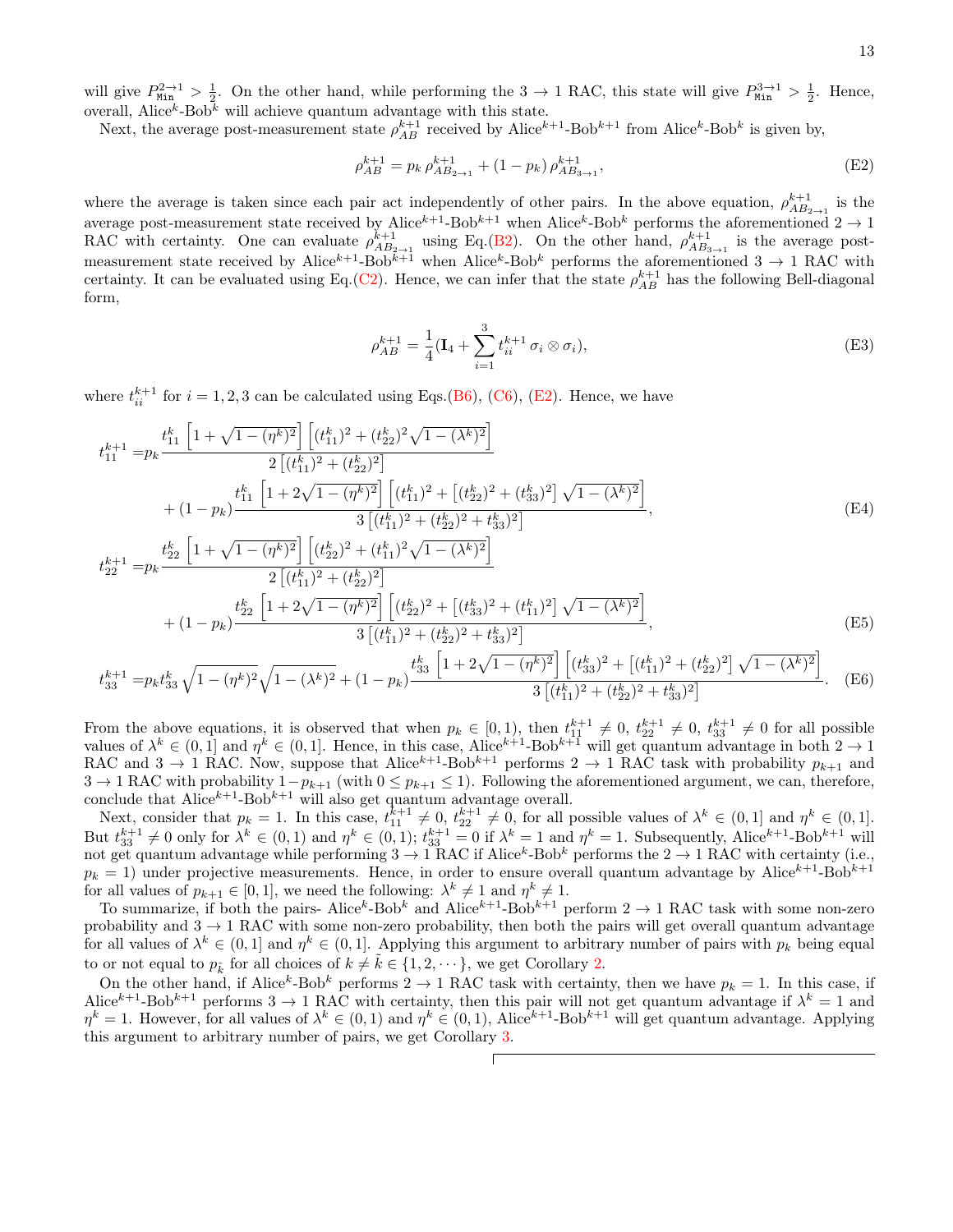will give $P^{2\to 1}_{\texttt{Min}} > \frac{1}{2}$. On the other hand, while performing the $3 \to 1$ RAC, this state will give $P^{3\to 1}_{\texttt{Min}} > \frac{1}{2}$. Hence, overall, Alice$^k$-Bob$^k$ will achieve quantum advantage with this state.

Next, the average post-measurement state $\rho^{k+1}_{AB}$ received by Alice$^{k+1}$-Bob$^{k+1}$ from Alice$^k$-Bob$^k$ is given by,

$$\rho^{k+1}_{AB} = p_k \, \rho^{k+1}_{AB_{2\to 1}} + (1-p_k)\, \rho^{k+1}_{AB_{3\to 1}}, \tag{E2}$$

where the average is taken since each pair act independently of other pairs. In the above equation, $\rho^{k+1}_{AB_{2\to 1}}$ is the average post-measurement state received by Alice$^{k+1}$-Bob$^{k+1}$ when Alice$^k$-Bob$^k$ performs the aforementioned $2 \to 1$ RAC with certainty. One can evaluate $\rho^{k+1}_{AB_{2\to 1}}$ using Eq.(B2). On the other hand, $\rho^{k+1}_{AB_{3\to 1}}$ is the average post-measurement state received by Alice$^{k+1}$-Bob$^{k+1}$ when Alice$^k$-Bob$^k$ performs the aforementioned $3 \to 1$ RAC with certainty. It can be evaluated using Eq.(C2). Hence, we can infer that the state $\rho^{k+1}_{AB}$ has the following Bell-diagonal form,

$$\rho^{k+1}_{AB} = \frac{1}{4}(\mathbf{I}_4 + \sum_{i=1}^{3} t^{k+1}_{ii}\, \sigma_i \otimes \sigma_i), \tag{E3}$$

where $t^{k+1}_{ii}$ for $i = 1, 2, 3$ can be calculated using Eqs.(B6), (C6), (E2). Hence, we have

$$\begin{aligned}
t^{k+1}_{11} =& p_k \frac{t^k_{11}\left[1+\sqrt{1-(\eta^k)^2}\right]\left[(t^k_{11})^2 + (t^k_{22})^2\sqrt{1-(\lambda^k)^2}\right]}{2\left[(t^k_{11})^2 + (t^k_{22})^2\right]} \\
&+ (1-p_k)\frac{t^k_{11}\left[1+2\sqrt{1-(\eta^k)^2}\right]\left[(t^k_{11})^2 + \left[(t^k_{22})^2 + (t^k_{33})^2\right]\sqrt{1-(\lambda^k)^2}\right]}{3\left[(t^k_{11})^2 + (t^k_{22})^2 + t^k_{33})^2\right]},
\end{aligned} \tag{E4}$$

$$\begin{aligned}
t^{k+1}_{22} =& p_k \frac{t^k_{22}\left[1+\sqrt{1-(\eta^k)^2}\right]\left[(t^k_{22})^2 + (t^k_{11})^2\sqrt{1-(\lambda^k)^2}\right]}{2\left[(t^k_{11})^2 + (t^k_{22})^2\right]} \\
&+ (1-p_k)\frac{t^k_{22}\left[1+2\sqrt{1-(\eta^k)^2}\right]\left[(t^k_{22})^2 + \left[(t^k_{33})^2 + (t^k_{11})^2\right]\sqrt{1-(\lambda^k)^2}\right]}{3\left[(t^k_{11})^2 + (t^k_{22})^2 + t^k_{33})^2\right]},
\end{aligned} \tag{E5}$$

$$t^{k+1}_{33} = p_k t^k_{33}\sqrt{1-(\eta^k)^2}\sqrt{1-(\lambda^k)^2} + (1-p_k)\frac{t^k_{33}\left[1+2\sqrt{1-(\eta^k)^2}\right]\left[(t^k_{33})^2 + \left[(t^k_{11})^2 + (t^k_{22})^2\right]\sqrt{1-(\lambda^k)^2}\right]}{3\left[(t^k_{11})^2 + (t^k_{22})^2 + t^k_{33})^2\right]}. \tag{E6}$$

From the above equations, it is observed that when $p_k \in [0, 1)$, then $t^{k+1}_{11} \neq 0$, $t^{k+1}_{22} \neq 0$, $t^{k+1}_{33} \neq 0$ for all possible values of $\lambda^k \in (0, 1]$ and $\eta^k \in (0, 1]$. Hence, in this case, Alice$^{k+1}$-Bob$^{k+1}$ will get quantum advantage in both $2 \to 1$ RAC and $3 \to 1$ RAC. Now, suppose that Alice$^{k+1}$-Bob$^{k+1}$ performs $2 \to 1$ RAC task with probability $p_{k+1}$ and $3 \to 1$ RAC with probability $1-p_{k+1}$ (with $0 \leq p_{k+1} \leq 1$). Following the aforementioned argument, we can, therefore, conclude that Alice$^{k+1}$-Bob$^{k+1}$ will also get quantum advantage overall.

Next, consider that $p_k = 1$. In this case, $t^{k+1}_{11} \neq 0$, $t^{k+1}_{22} \neq 0$, for all possible values of $\lambda^k \in (0, 1]$ and $\eta^k \in (0, 1]$. But $t^{k+1}_{33} \neq 0$ only for $\lambda^k \in (0, 1)$ and $\eta^k \in (0, 1)$; $t^{k+1}_{33} = 0$ if $\lambda^k = 1$ and $\eta^k = 1$. Subsequently, Alice$^{k+1}$-Bob$^{k+1}$ will not get quantum advantage while performing $3 \to 1$ RAC if Alice$^k$-Bob$^k$ performs the $2 \to 1$ RAC with certainty (i.e., $p_k = 1$) under projective measurements. Hence, in order to ensure overall quantum advantage by Alice$^{k+1}$-Bob$^{k+1}$ for all values of $p_{k+1} \in [0, 1]$, we need the following: $\lambda^k \neq 1$ and $\eta^k \neq 1$.

To summarize, if both the pairs- Alice$^k$-Bob$^k$ and Alice$^{k+1}$-Bob$^{k+1}$ perform $2 \to 1$ RAC task with some non-zero probability and $3 \to 1$ RAC with some non-zero probability, then both the pairs will get overall quantum advantage for all values of $\lambda^k \in (0, 1]$ and $\eta^k \in (0, 1]$. Applying this argument to arbitrary number of pairs with $p_k$ being equal to or not equal to $p_{\tilde{k}}$ for all choices of $k \neq \tilde{k} \in \{1, 2, \cdots\}$, we get Corollary 2.

On the other hand, if Alice$^k$-Bob$^k$ performs $2 \to 1$ RAC task with certainty, then we have $p_k = 1$. In this case, if Alice$^{k+1}$-Bob$^{k+1}$ performs $3 \to 1$ RAC with certainty, then this pair will not get quantum advantage if $\lambda^k = 1$ and $\eta^k = 1$. However, for all values of $\lambda^k \in (0, 1)$ and $\eta^k \in (0, 1)$, Alice$^{k+1}$-Bob$^{k+1}$ will get quantum advantage. Applying this argument to arbitrary number of pairs, we get Corollary 3.